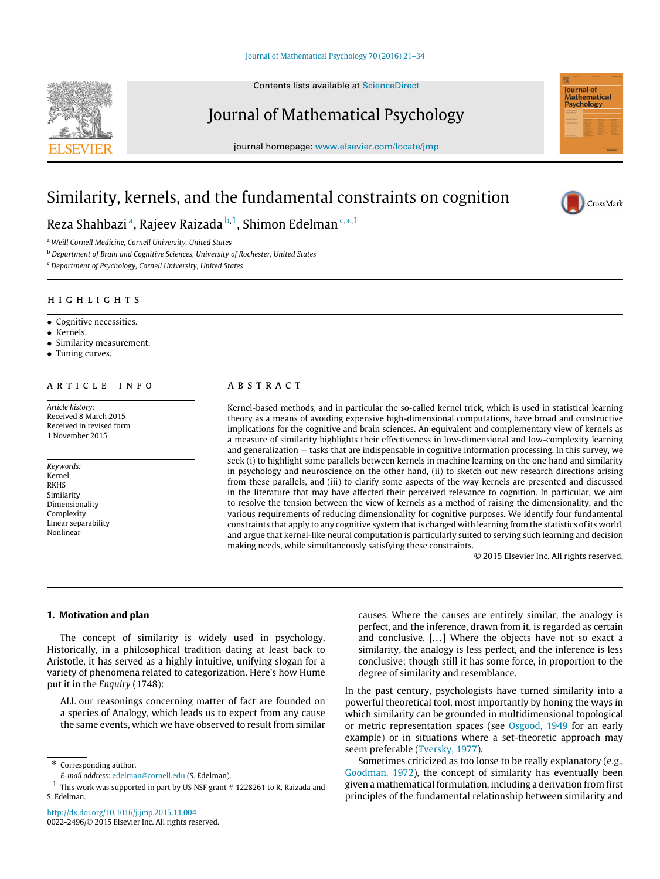# Similarity, kernels, and the fundamental constraints on cognition

Reza Shahbazi [a], Rajeev Raizada [b,1], Shimon Edelman [c,*,1]

[a] Weill Cornell Medicine, Cornell University, United States

[b] Department of Brain and Cognitive Sciences, University of Rochester, United States

[c] Department of Psychology, Cornell University, United States

## HIGHLIGHTS

- Cognitive necessities.
- Kernels.
- Similarity measurement.
- Tuning curves.

## ARTICLE INFO

*Article history:*
Received 8 March 2015
Received in revised form
1 November 2015

*Keywords:*
Kernel
RKHS
Similarity
Dimensionality
Complexity
Linear separability
Nonlinear

## ABSTRACT

Kernel-based methods, and in particular the so-called kernel trick, which is used in statistical learning theory as a means of avoiding expensive high-dimensional computations, have broad and constructive implications for the cognitive and brain sciences. An equivalent and complementary view of kernels as a measure of similarity highlights their effectiveness in low-dimensional and low-complexity learning and generalization — tasks that are indispensable in cognitive information processing. In this survey, we seek (i) to highlight some parallels between kernels in machine learning on the one hand and similarity in psychology and neuroscience on the other hand, (ii) to sketch out new research directions arising from these parallels, and (iii) to clarify some aspects of the way kernels are presented and discussed in the literature that may have affected their perceived relevance to cognition. In particular, we aim to resolve the tension between the view of kernels as a method of raising the dimensionality, and the various requirements of reducing dimensionality for cognitive purposes. We identify four fundamental constraints that apply to any cognitive system that is charged with learning from the statistics of its world, and argue that kernel-like neural computation is particularly suited to serving such learning and decision making needs, while simultaneously satisfying these constraints.

© 2015 Elsevier Inc. All rights reserved.

## 1. Motivation and plan

The concept of similarity is widely used in psychology. Historically, in a philosophical tradition dating at least back to Aristotle, it has served as a highly intuitive, unifying slogan for a variety of phenomena related to categorization. Here's how Hume put it in the *Enquiry* (1748):

> ALL our reasonings concerning matter of fact are founded on a species of Analogy, which leads us to expect from any cause the same events, which we have observed to result from similar causes. Where the causes are entirely similar, the analogy is perfect, and the inference, drawn from it, is regarded as certain and conclusive. [...] Where the objects have not so exact a similarity, the analogy is less perfect, and the inference is less conclusive; though still it has some force, in proportion to the degree of similarity and resemblance.

In the past century, psychologists have turned similarity into a powerful theoretical tool, most importantly by honing the ways in which similarity can be grounded in multidimensional topological or metric representation spaces (see Osgood, 1949 for an early example) or in situations where a set-theoretic approach may seem preferable (Tversky, 1977).

Sometimes criticized as too loose to be really explanatory (e.g., Goodman, 1972), the concept of similarity has eventually been given a mathematical formulation, including a derivation from first principles of the fundamental relationship between similarity and

---

* Corresponding author.
*E-mail address:* edelman@cornell.edu (S. Edelman).

1 This work was supported in part by US NSF grant # 1228261 to R. Raizada and S. Edelman.

http://dx.doi.org/10.1016/j.jmp.2015.11.004
0022-2496/© 2015 Elsevier Inc. All rights reserved.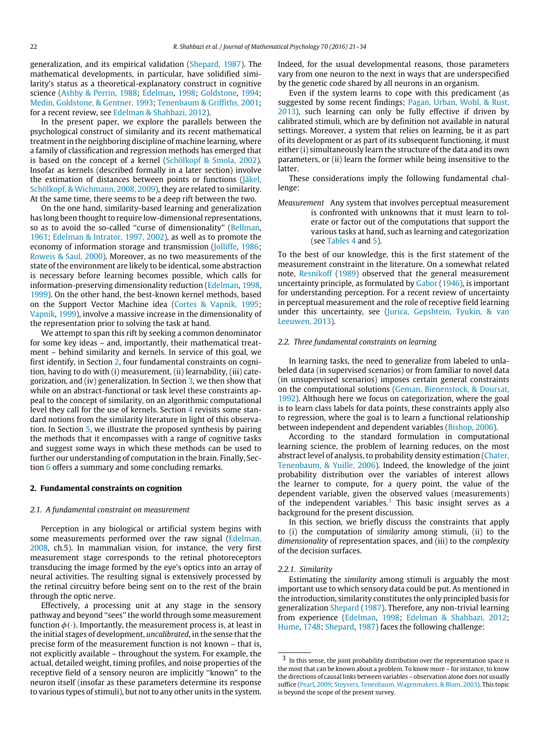generalization, and its empirical validation (Shepard, 1987). The mathematical developments, in particular, have solidified similarity's status as a theoretical-explanatory construct in cognitive science (Ashby & Perrin, 1988; Edelman, 1998; Goldstone, 1994; Medin, Goldstone, & Gentner, 1993; Tenenbaum & Griffiths, 2001; for a recent review, see Edelman & Shahbazi, 2012).

In the present paper, we explore the parallels between the psychological construct of similarity and its recent mathematical treatment in the neighboring discipline of machine learning, where a family of classification and regression methods has emerged that is based on the concept of a kernel (Schölkopf & Smola, 2002). Insofar as kernels (described formally in a later section) involve the estimation of distances between points or functions (Jäkel, Schölkopf, & Wichmann, 2008, 2009), they are related to similarity. At the same time, there seems to be a deep rift between the two.

On the one hand, similarity-based learning and generalization has long been thought to require low-dimensional representations, so as to avoid the so-called "curse of dimensionality" (Bellman, 1961; Edelman & Intrator, 1997, 2002), as well as to promote the economy of information storage and transmission (Jolliffe, 1986; Roweis & Saul, 2000). Moreover, as no two measurements of the state of the environment are likely to be identical, some abstraction is necessary before learning becomes possible, which calls for information-preserving dimensionality reduction (Edelman, 1998, 1999). On the other hand, the best-known kernel methods, based on the Support Vector Machine idea (Cortes & Vapnik, 1995; Vapnik, 1999), involve a massive increase in the dimensionality of the representation prior to solving the task at hand.

We attempt to span this rift by seeking a common denominator for some key ideas – and, importantly, their mathematical treatment – behind similarity and kernels. In service of this goal, we first identify, in Section 2, four fundamental constraints on cognition, having to do with (i) measurement, (ii) learnability, (iii) categorization, and (iv) generalization. In Section 3, we then show that while on an abstract-functional or task level these constraints appeal to the concept of similarity, on an algorithmic computational level they call for the use of kernels. Section 4 revisits some standard notions from the similarity literature in light of this observation. In Section 5, we illustrate the proposed synthesis by pairing the methods that it encompasses with a range of cognitive tasks and suggest some ways in which these methods can be used to further our understanding of computation in the brain. Finally, Section 6 offers a summary and some concluding remarks.

## 2. Fundamental constraints on cognition

### 2.1. A fundamental constraint on measurement

Perception in any biological or artificial system begins with some measurements performed over the raw signal (Edelman, 2008, ch.5). In mammalian vision, for instance, the very first measurement stage corresponds to the retinal photoreceptors transducing the image formed by the eye's optics into an array of neural activities. The resulting signal is extensively processed by the retinal circuitry before being sent on to the rest of the brain through the optic nerve.

Effectively, a processing unit at any stage in the sensory pathway and beyond "sees" the world through some measurement function $\phi(\cdot)$. Importantly, the measurement process is, at least in the initial stages of development, *uncalibrated*, in the sense that the precise form of the measurement function is not known – that is, not explicitly available – throughout the system. For example, the actual, detailed weight, timing profiles, and noise properties of the receptive field of a sensory neuron are implicitly "known" to the neuron itself (insofar as these parameters determine its response to various types of stimuli), but not to any other units in the system. Indeed, for the usual developmental reasons, those parameters vary from one neuron to the next in ways that are underspecified by the genetic code shared by all neurons in an organism.

Even if the system learns to cope with this predicament (as suggested by some recent findings; Pagan, Urban, Wohl, & Rust, 2013), such learning can only be fully effective if driven by calibrated stimuli, which are by definition not available in natural settings. Moreover, a system that relies on learning, be it as part of its development or as part of its subsequent functioning, it must either (i) simultaneously learn the structure of the data and its own parameters, or (ii) learn the former while being insensitive to the latter.

These considerations imply the following fundamental challenge:

*Measurement* Any system that involves perceptual measurement is confronted with unknowns that it must learn to tolerate or factor out of the computations that support the various tasks at hand, such as learning and categorization (see Tables 4 and 5).

To the best of our knowledge, this is the first statement of the measurement constraint in the literature. On a somewhat related note, Resnikoff (1989) observed that the general measurement uncertainty principle, as formulated by Gabor (1946), is important for understanding perception. For a recent review of uncertainty in perceptual measurement and the role of receptive field learning under this uncertainty, see (Jurica, Gepshtein, Tyukin, & van Leeuwen, 2013).

### 2.2. Three fundamental constraints on learning

In learning tasks, the need to generalize from labeled to unlabeled data (in supervised scenarios) or from familiar to novel data (in unsupervised scenarios) imposes certain general constraints on the computational solutions (Geman, Bienenstock, & Doursat, 1992). Although here we focus on categorization, where the goal is to learn class labels for data points, these constraints apply also to regression, where the goal is to learn a functional relationship between independent and dependent variables (Bishop, 2006).

According to the standard formulation in computational learning science, the problem of learning reduces, on the most abstract level of analysis, to probability density estimation (Chater, Tenenbaum, & Yuille, 2006). Indeed, the knowledge of the joint probability distribution over the variables of interest allows the learner to compute, for a query point, the value of the dependent variable, given the observed values (measurements) of the independent variables.[3] This basic insight serves as a background for the present discussion.

In this section, we briefly discuss the constraints that apply to (i) the computation of *similarity* among stimuli, (ii) to the *dimensionality* of representation spaces, and (iii) to the *complexity* of the decision surfaces.

#### 2.2.1. Similarity

Estimating the *similarity* among stimuli is arguably the most important use to which sensory data could be put. As mentioned in the introduction, similarity constitutes the only principled basis for generalization Shepard (1987). Therefore, any non-trivial learning from experience (Edelman, 1998; Edelman & Shahbazi, 2012; Hume, 1748; Shepard, 1987) faces the following challenge:

[3] In this sense, the joint probability distribution over the representation space is the most that can be known about a problem. To know more – for instance, to know the directions of causal links between variables – observation alone does not usually suffice (Pearl, 2009; Steyvers, Tenenbaum, Wagenmakers, & Blum, 2003). This topic is beyond the scope of the present survey.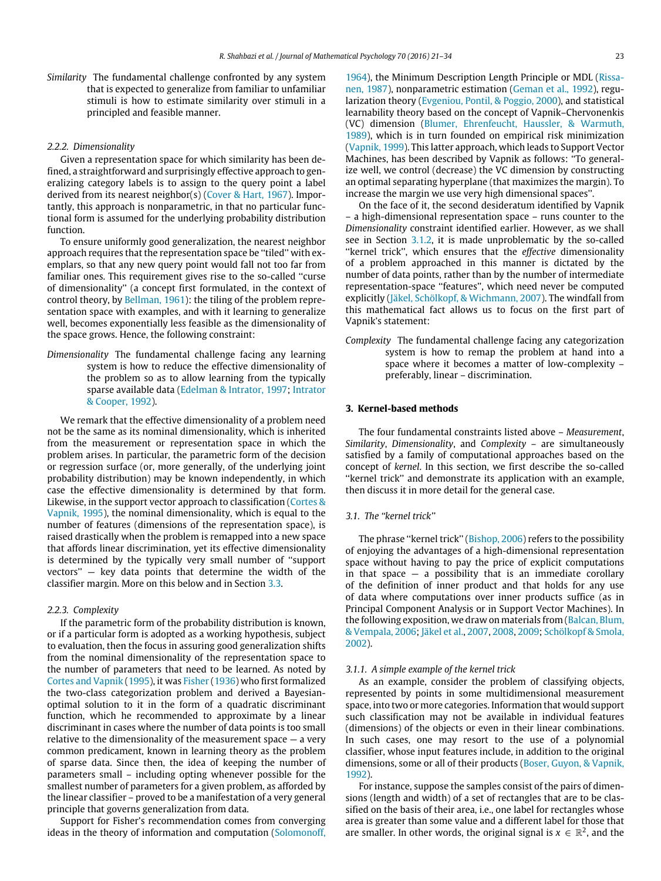*Similarity* The fundamental challenge confronted by any system that is expected to generalize from familiar to unfamiliar stimuli is how to estimate similarity over stimuli in a principled and feasible manner.

#### 2.2.2. Dimensionality

Given a representation space for which similarity has been defined, a straightforward and surprisingly effective approach to generalizing category labels is to assign to the query point a label derived from its nearest neighbor(s) (Cover & Hart, 1967). Importantly, this approach is nonparametric, in that no particular functional form is assumed for the underlying probability distribution function.

To ensure uniformly good generalization, the nearest neighbor approach requires that the representation space be "tiled" with exemplars, so that any new query point would fall not too far from familiar ones. This requirement gives rise to the so-called "curse of dimensionality" (a concept first formulated, in the context of control theory, by Bellman, 1961): the tiling of the problem representation space with examples, and with it learning to generalize well, becomes exponentially less feasible as the dimensionality of the space grows. Hence, the following constraint:

*Dimensionality* The fundamental challenge facing any learning system is how to reduce the effective dimensionality of the problem so as to allow learning from the typically sparse available data (Edelman & Intrator, 1997; Intrator & Cooper, 1992).

We remark that the effective dimensionality of a problem need not be the same as its nominal dimensionality, which is inherited from the measurement or representation space in which the problem arises. In particular, the parametric form of the decision or regression surface (or, more generally, of the underlying joint probability distribution) may be known independently, in which case the effective dimensionality is determined by that form. Likewise, in the support vector approach to classification (Cortes & Vapnik, 1995), the nominal dimensionality, which is equal to the number of features (dimensions of the representation space), is raised drastically when the problem is remapped into a new space that affords linear discrimination, yet its effective dimensionality is determined by the typically very small number of "support vectors" — key data points that determine the width of the classifier margin. More on this below and in Section 3.3.

#### 2.2.3. Complexity

If the parametric form of the probability distribution is known, or if a particular form is adopted as a working hypothesis, subject to evaluation, then the focus in assuring good generalization shifts from the nominal dimensionality of the representation space to the number of parameters that need to be learned. As noted by Cortes and Vapnik (1995), it was Fisher (1936) who first formalized the two-class categorization problem and derived a Bayesian-optimal solution to it in the form of a quadratic discriminant function, which he recommended to approximate by a linear discriminant in cases where the number of data points is too small relative to the dimensionality of the measurement space — a very common predicament, known in learning theory as the problem of sparse data. Since then, the idea of keeping the number of parameters small – including opting whenever possible for the smallest number of parameters for a given problem, as afforded by the linear classifier – proved to be a manifestation of a very general principle that governs generalization from data.

Support for Fisher's recommendation comes from converging ideas in the theory of information and computation (Solomonoff, 1964), the Minimum Description Length Principle or MDL (Rissanen, 1987), nonparametric estimation (Geman et al., 1992), regularization theory (Evgeniou, Pontil, & Poggio, 2000), and statistical learnability theory based on the concept of Vapnik–Chervonenkis (VC) dimension (Blumer, Ehrenfeucht, Haussler, & Warmuth, 1989), which is in turn founded on empirical risk minimization (Vapnik, 1999). This latter approach, which leads to Support Vector Machines, has been described by Vapnik as follows: "To generalize well, we control (decrease) the VC dimension by constructing an optimal separating hyperplane (that maximizes the margin). To increase the margin we use very high dimensional spaces".

On the face of it, the second desideratum identified by Vapnik – a high-dimensional representation space – runs counter to the *Dimensionality* constraint identified earlier. However, as we shall see in Section 3.1.2, it is made unproblematic by the so-called "kernel trick", which ensures that the *effective* dimensionality of a problem approached in this manner is dictated by the number of data points, rather than by the number of intermediate representation-space "features", which need never be computed explicitly (Jäkel, Schölkopf, & Wichmann, 2007). The windfall from this mathematical fact allows us to focus on the first part of Vapnik's statement:

*Complexity* The fundamental challenge facing any categorization system is how to remap the problem at hand into a space where it becomes a matter of low-complexity – preferably, linear – discrimination.

## 3. Kernel-based methods

The four fundamental constraints listed above – *Measurement*, *Similarity*, *Dimensionality*, and *Complexity* – are simultaneously satisfied by a family of computational approaches based on the concept of *kernel*. In this section, we first describe the so-called "kernel trick" and demonstrate its application with an example, then discuss it in more detail for the general case.

### 3.1. The "kernel trick"

The phrase "kernel trick" (Bishop, 2006) refers to the possibility of enjoying the advantages of a high-dimensional representation space without having to pay the price of explicit computations in that space — a possibility that is an immediate corollary of the definition of inner product and that holds for any use of data where computations over inner products suffice (as in Principal Component Analysis or in Support Vector Machines). In the following exposition, we draw on materials from (Balcan, Blum, & Vempala, 2006; Jäkel et al., 2007, 2008, 2009; Schölkopf & Smola, 2002).

#### 3.1.1. A simple example of the kernel trick

As an example, consider the problem of classifying objects, represented by points in some multidimensional measurement space, into two or more categories. Information that would support such classification may not be available in individual features (dimensions) of the objects or even in their linear combinations. In such cases, one may resort to the use of a polynomial classifier, whose input features include, in addition to the original dimensions, some or all of their products (Boser, Guyon, & Vapnik, 1992).

For instance, suppose the samples consist of the pairs of dimensions (length and width) of a set of rectangles that are to be classified on the basis of their area, i.e., one label for rectangles whose area is greater than some value and a different label for those that are smaller. In other words, the original signal is $x \in \mathbb{R}^2$, and the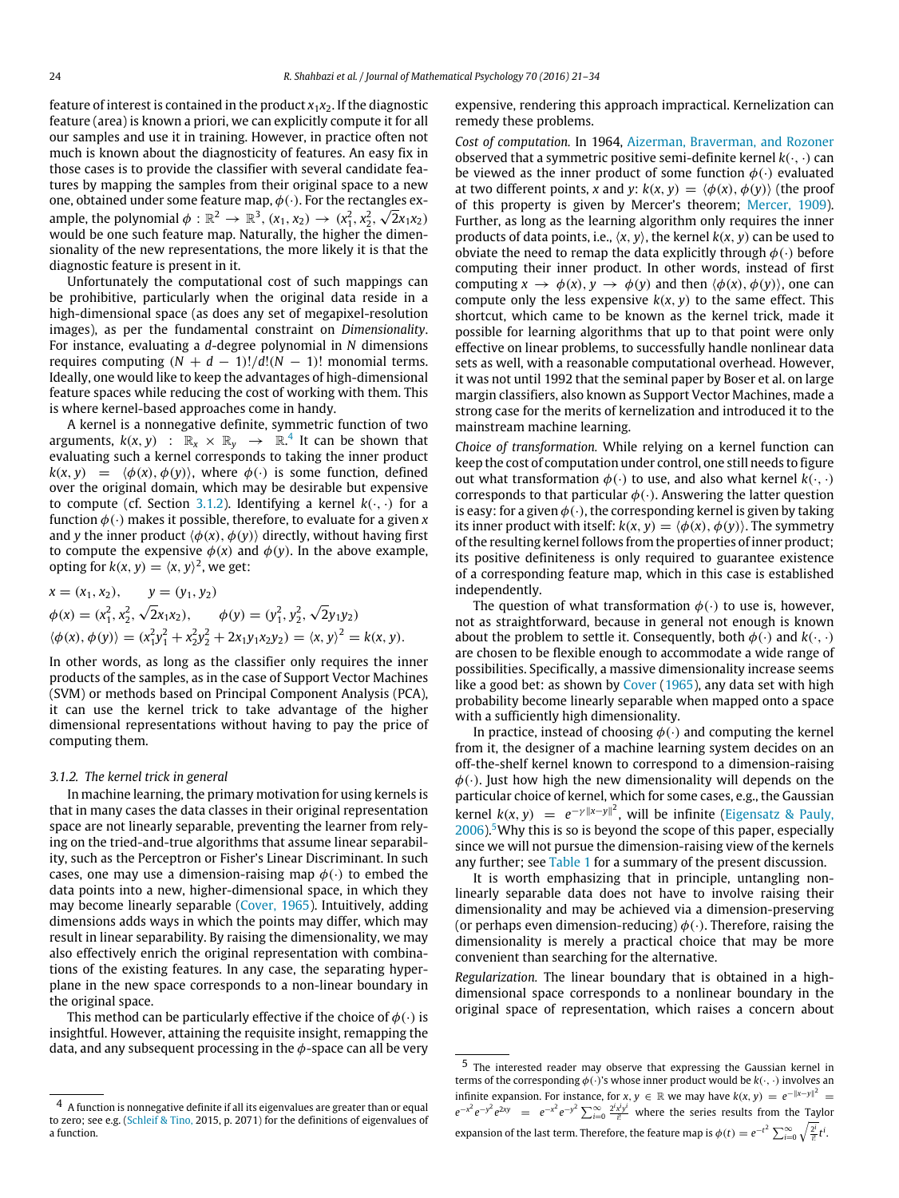feature of interest is contained in the product $x_1x_2$. If the diagnostic feature (area) is known a priori, we can explicitly compute it for all our samples and use it in training. However, in practice often not much is known about the diagnosticity of features. An easy fix in those cases is to provide the classifier with several candidate features by mapping the samples from their original space to a new one, obtained under some feature map, $\phi(\cdot)$. For the rectangles example, the polynomial $\phi : \mathbb{R}^2 \to \mathbb{R}^3, (x_1, x_2) \to (x_1^2, x_2^2, \sqrt{2}x_1x_2)$ would be one such feature map. Naturally, the higher the dimensionality of the new representations, the more likely it is that the diagnostic feature is present in it.

Unfortunately the computational cost of such mappings can be prohibitive, particularly when the original data reside in a high-dimensional space (as does any set of megapixel-resolution images), as per the fundamental constraint on *Dimensionality*. For instance, evaluating a $d$-degree polynomial in $N$ dimensions requires computing $(N + d - 1)!/d!(N - 1)!$ monomial terms. Ideally, one would like to keep the advantages of high-dimensional feature spaces while reducing the cost of working with them. This is where kernel-based approaches come in handy.

A kernel is a nonnegative definite, symmetric function of two arguments, $k(x, y) : \mathbb{R}_x \times \mathbb{R}_y \to \mathbb{R}$.[4] It can be shown that evaluating such a kernel corresponds to taking the inner product $k(x, y) = \langle\phi(x), \phi(y)\rangle$, where $\phi(\cdot)$ is some function, defined over the original domain, which may be desirable but expensive to compute (cf. Section 3.1.2). Identifying a kernel $k(\cdot, \cdot)$ for a function $\phi(\cdot)$ makes it possible, therefore, to evaluate for a given $x$ and $y$ the inner product $\langle\phi(x), \phi(y)\rangle$ directly, without having first to compute the expensive $\phi(x)$ and $\phi(y)$. In the above example, opting for $k(x, y) = \langle x, y\rangle^2$, we get:

$$x = (x_1, x_2), \qquad y = (y_1, y_2)$$
$$\phi(x) = (x_1^2, x_2^2, \sqrt{2}x_1x_2), \qquad \phi(y) = (y_1^2, y_2^2, \sqrt{2}y_1y_2)$$
$$\langle\phi(x), \phi(y)\rangle = (x_1^2y_1^2 + x_2^2y_2^2 + 2x_1y_1x_2y_2) = \langle x, y\rangle^2 = k(x, y).$$

In other words, as long as the classifier only requires the inner products of the samples, as in the case of Support Vector Machines (SVM) or methods based on Principal Component Analysis (PCA), it can use the kernel trick to take advantage of the higher dimensional representations without having to pay the price of computing them.

### 3.1.2. The kernel trick in general

In machine learning, the primary motivation for using kernels is that in many cases the data classes in their original representation space are not linearly separable, preventing the learner from relying on the tried-and-true algorithms that assume linear separability, such as the Perceptron or Fisher's Linear Discriminant. In such cases, one may use a dimension-raising map $\phi(\cdot)$ to embed the data points into a new, higher-dimensional space, in which they may become linearly separable (Cover, 1965). Intuitively, adding dimensions adds ways in which the points may differ, which may result in linear separability. By raising the dimensionality, we may also effectively enrich the original representation with combinations of the existing features. In any case, the separating hyperplane in the new space corresponds to a non-linear boundary in the original space.

This method can be particularly effective if the choice of $\phi(\cdot)$ is insightful. However, attaining the requisite insight, remapping the data, and any subsequent processing in the $\phi$-space can all be very expensive, rendering this approach impractical. Kernelization can remedy these problems.

*Cost of computation.* In 1964, Aizerman, Braverman, and Rozoner observed that a symmetric positive semi-definite kernel $k(\cdot, \cdot)$ can be viewed as the inner product of some function $\phi(\cdot)$ evaluated at two different points, $x$ and $y$: $k(x, y) = \langle\phi(x), \phi(y)\rangle$ (the proof of this property is given by Mercer's theorem; Mercer, 1909). Further, as long as the learning algorithm only requires the inner products of data points, i.e., $\langle x, y\rangle$, the kernel $k(x, y)$ can be used to obviate the need to remap the data explicitly through $\phi(\cdot)$ before computing their inner product. In other words, instead of first computing $x \to \phi(x)$, $y \to \phi(y)$ and then $\langle\phi(x), \phi(y)\rangle$, one can compute only the less expensive $k(x, y)$ to the same effect. This shortcut, which came to be known as the kernel trick, made it possible for learning algorithms that up to that point were only effective on linear problems, to successfully handle nonlinear data sets as well, with a reasonable computational overhead. However, it was not until 1992 that the seminal paper by Boser et al. on large margin classifiers, also known as Support Vector Machines, made a strong case for the merits of kernelization and introduced it to the mainstream machine learning.

*Choice of transformation.* While relying on a kernel function can keep the cost of computation under control, one still needs to figure out what transformation $\phi(\cdot)$ to use, and also what kernel $k(\cdot, \cdot)$ corresponds to that particular $\phi(\cdot)$. Answering the latter question is easy: for a given $\phi(\cdot)$, the corresponding kernel is given by taking its inner product with itself: $k(x, y) = \langle\phi(x), \phi(y)\rangle$. The symmetry of the resulting kernel follows from the properties of inner product; its positive definiteness is only required to guarantee existence of a corresponding feature map, which in this case is established independently.

The question of what transformation $\phi(\cdot)$ to use is, however, not as straightforward, because in general not enough is known about the problem to settle it. Consequently, both $\phi(\cdot)$ and $k(\cdot, \cdot)$ are chosen to be flexible enough to accommodate a wide range of possibilities. Specifically, a massive dimensionality increase seems like a good bet: as shown by Cover (1965), any data set with high probability become linearly separable when mapped onto a space with a sufficiently high dimensionality.

In practice, instead of choosing $\phi(\cdot)$ and computing the kernel from it, the designer of a machine learning system decides on an off-the-shelf kernel known to correspond to a dimension-raising $\phi(\cdot)$. Just how high the new dimensionality will depends on the particular choice of kernel, which for some cases, e.g., the Gaussian kernel $k(x, y) = e^{-\gamma\|x-y\|^2}$, will be infinite (Eigensatz & Pauly, 2006).[5] Why this is so is beyond the scope of this paper, especially since we will not pursue the dimension-raising view of the kernels any further; see Table 1 for a summary of the present discussion.

It is worth emphasizing that in principle, untangling non-linearly separable data does not have to involve raising their dimensionality and may be achieved via a dimension-preserving (or perhaps even dimension-reducing) $\phi(\cdot)$. Therefore, raising the dimensionality is merely a practical choice that may be more convenient than searching for the alternative.

*Regularization.* The linear boundary that is obtained in a high-dimensional space corresponds to a nonlinear boundary in the original space of representation, which raises a concern about

---

[4] A function is nonnegative definite if all its eigenvalues are greater than or equal to zero; see e.g. (Schleif & Tino, 2015, p. 2071) for the definitions of eigenvalues of a function.

[5] The interested reader may observe that expressing the Gaussian kernel in terms of the corresponding $\phi(\cdot)$'s whose inner product would be $k(\cdot, \cdot)$ involves an infinite expansion. For instance, for $x, y \in \mathbb{R}$ we may have $k(x, y) = e^{-\|x-y\|^2} = e^{-x^2}e^{-y^2}e^{2xy} = e^{-x^2}e^{-y^2}\sum_{i=0}^{\infty}\frac{2^ix^iy^i}{i!}$ where the series results from the Taylor expansion of the last term. Therefore, the feature map is $\phi(t) = e^{-t^2}\sum_{i=0}^{\infty}\sqrt{\frac{2^i}{i!}}t^i$.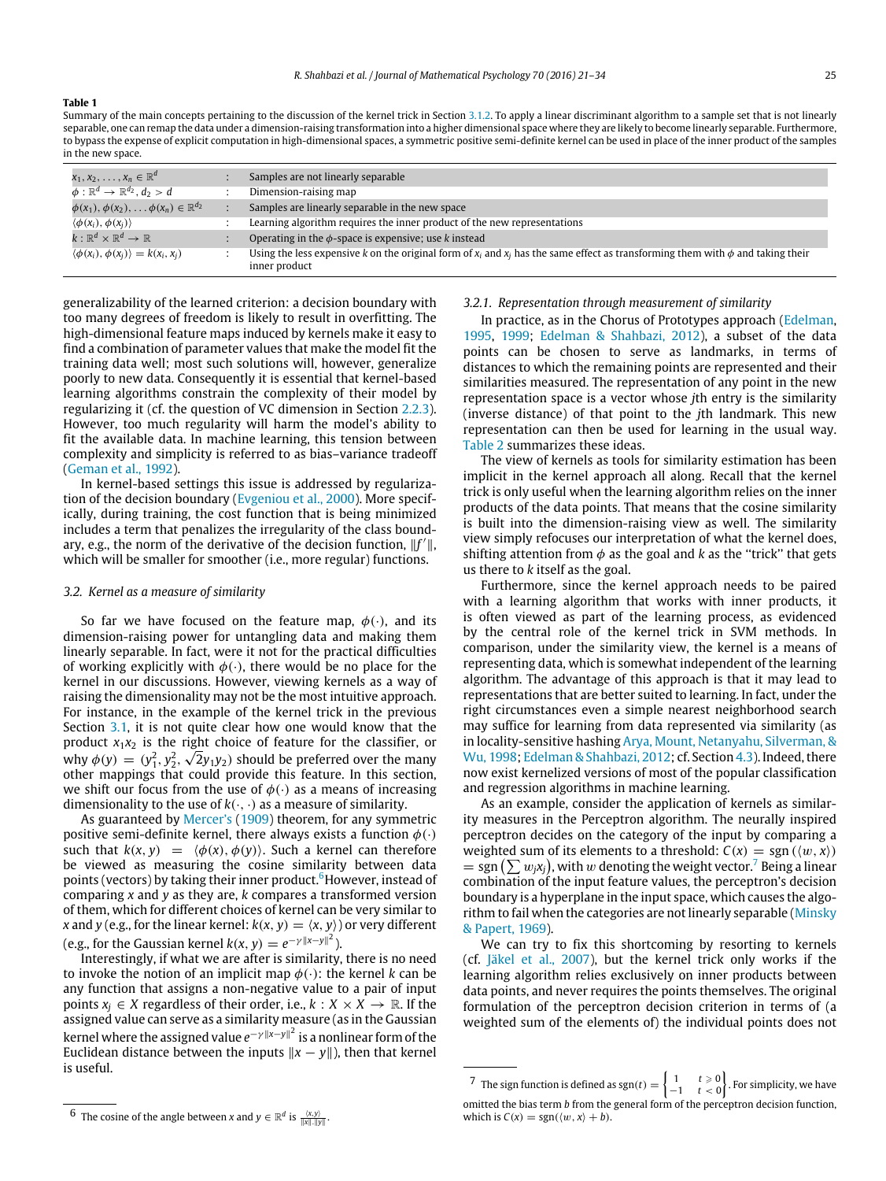**Table 1**

Summary of the main concepts pertaining to the discussion of the kernel trick in Section 3.1.2. To apply a linear discriminant algorithm to a sample set that is not linearly separable, one can remap the data under a dimension-raising transformation into a higher dimensional space where they are likely to become linearly separable. Furthermore, to bypass the expense of explicit computation in high-dimensional spaces, a symmetric positive semi-definite kernel can be used in place of the inner product of the samples in the new space.

| | | |
|---|---|---|
| $x_1, x_2, \ldots, x_n \in \mathbb{R}^d$ | : | Samples are not linearly separable |
| $\phi : \mathbb{R}^d \to \mathbb{R}^{d_2}, d_2 > d$ | : | Dimension-raising map |
| $\phi(x_1), \phi(x_2), \ldots \phi(x_n) \in \mathbb{R}^{d_2}$ | : | Samples are linearly separable in the new space |
| $\langle \phi(x_i), \phi(x_j) \rangle$ | : | Learning algorithm requires the inner product of the new representations |
| $k : \mathbb{R}^d \times \mathbb{R}^d \to \mathbb{R}$ | : | Operating in the $\phi$-space is expensive; use $k$ instead |
| $\langle \phi(x_i), \phi(x_j) \rangle = k(x_i, x_j)$ | : | Using the less expensive $k$ on the original form of $x_i$ and $x_j$ has the same effect as transforming them with $\phi$ and taking their inner product |

generalizability of the learned criterion: a decision boundary with too many degrees of freedom is likely to result in overfitting. The high-dimensional feature maps induced by kernels make it easy to find a combination of parameter values that make the model fit the training data well; most such solutions will, however, generalize poorly to new data. Consequently it is essential that kernel-based learning algorithms constrain the complexity of their model by regularizing it (cf. the question of VC dimension in Section 2.2.3). However, too much regularity will harm the model's ability to fit the available data. In machine learning, this tension between complexity and simplicity is referred to as bias–variance tradeoff (Geman et al., 1992).

In kernel-based settings this issue is addressed by regularization of the decision boundary (Evgeniou et al., 2000). More specifically, during training, the cost function that is being minimized includes a term that penalizes the irregularity of the class boundary, e.g., the norm of the derivative of the decision function, $\|f'\|$, which will be smaller for smoother (i.e., more regular) functions.

### 3.2. Kernel as a measure of similarity

So far we have focused on the feature map, $\phi(\cdot)$, and its dimension-raising power for untangling data and making them linearly separable. In fact, were it not for the practical difficulties of working explicitly with $\phi(\cdot)$, there would be no place for the kernel in our discussions. However, viewing kernels as a way of raising the dimensionality may not be the most intuitive approach. For instance, in the example of the kernel trick in the previous Section 3.1, it is not quite clear how one would know that the product $x_1x_2$ is the right choice of feature for the classifier, or why $\phi(y) = (y_1^2, y_2^2, \sqrt{2}y_1y_2)$ should be preferred over the many other mappings that could provide this feature. In this section, we shift our focus from the use of $\phi(\cdot)$ as a means of increasing dimensionality to the use of $k(\cdot,\cdot)$ as a measure of similarity.

As guaranteed by Mercer's (1909) theorem, for any symmetric positive semi-definite kernel, there always exists a function $\phi(\cdot)$ such that $k(x, y) = \langle \phi(x), \phi(y) \rangle$. Such a kernel can therefore be viewed as measuring the cosine similarity between data points (vectors) by taking their inner product.[6] However, instead of comparing $x$ and $y$ as they are, $k$ compares a transformed version of them, which for different choices of kernel can be very similar to $x$ and $y$ (e.g., for the linear kernel: $k(x, y) = \langle x, y \rangle$) or very different (e.g., for the Gaussian kernel $k(x, y) = e^{-\gamma\|x-y\|^2}$).

Interestingly, if what we are after is similarity, there is no need to invoke the notion of an implicit map $\phi(\cdot)$: the kernel $k$ can be any function that assigns a non-negative value to a pair of input points $x_j \in X$ regardless of their order, i.e., $k : X \times X \to \mathbb{R}$. If the assigned value can serve as a similarity measure (as in the Gaussian kernel where the assigned value $e^{-\gamma\|x-y\|^2}$ is a nonlinear form of the Euclidean distance between the inputs $\|x - y\|$), then that kernel is useful.

#### 3.2.1. Representation through measurement of similarity

In practice, as in the Chorus of Prototypes approach (Edelman, 1995, 1999; Edelman & Shahbazi, 2012), a subset of the data points can be chosen to serve as landmarks, in terms of distances to which the remaining points are represented and their similarities measured. The representation of any point in the new representation space is a vector whose $j$th entry is the similarity (inverse distance) of that point to the $j$th landmark. This new representation can then be used for learning in the usual way. Table 2 summarizes these ideas.

The view of kernels as tools for similarity estimation has been implicit in the kernel approach all along. Recall that the kernel trick is only useful when the learning algorithm relies on the inner products of the data points. That means that the cosine similarity is built into the dimension-raising view as well. The similarity view simply refocuses our interpretation of what the kernel does, shifting attention from $\phi$ as the goal and $k$ as the "trick" that gets us there to $k$ itself as the goal.

Furthermore, since the kernel approach needs to be paired with a learning algorithm that works with inner products, it is often viewed as part of the learning process, as evidenced by the central role of the kernel trick in SVM methods. In comparison, under the similarity view, the kernel is a means of representing data, which is somewhat independent of the learning algorithm. The advantage of this approach is that it may lead to representations that are better suited to learning. In fact, under the right circumstances even a simple nearest neighborhood search may suffice for learning from data represented via similarity (as in locality-sensitive hashing Arya, Mount, Netanyahu, Silverman, & Wu, 1998; Edelman & Shahbazi, 2012; cf. Section 4.3). Indeed, there now exist kernelized versions of most of the popular classification and regression algorithms in machine learning.

As an example, consider the application of kernels as similarity measures in the Perceptron algorithm. The neurally inspired perceptron decides on the category of the input by comparing a weighted sum of its elements to a threshold: $C(x) = \text{sgn}(\langle w, x \rangle) = \text{sgn}\left(\sum w_j x_j\right)$, with $w$ denoting the weight vector.[7] Being a linear combination of the input feature values, the perceptron's decision boundary is a hyperplane in the input space, which causes the algorithm to fail when the categories are not linearly separable (Minsky & Papert, 1969).

We can try to fix this shortcoming by resorting to kernels (cf. Jäkel et al., 2007), but the kernel trick only works if the learning algorithm relies exclusively on inner products between data points, and never requires the points themselves. The original formulation of the perceptron decision criterion in terms of (a weighted sum of the elements of) the individual points does not

---

[6] The cosine of the angle between $x$ and $y \in \mathbb{R}^d$ is $\frac{\langle x,y \rangle}{\|x\|\cdot\|y\|}$.

[7] The sign function is defined as $\text{sgn}(t) = \begin{Bmatrix} 1 & t \geqslant 0 \\ -1 & t < 0 \end{Bmatrix}$. For simplicity, we have omitted the bias term $b$ from the general form of the perceptron decision function, which is $C(x) = \text{sgn}(\langle w, x \rangle + b)$.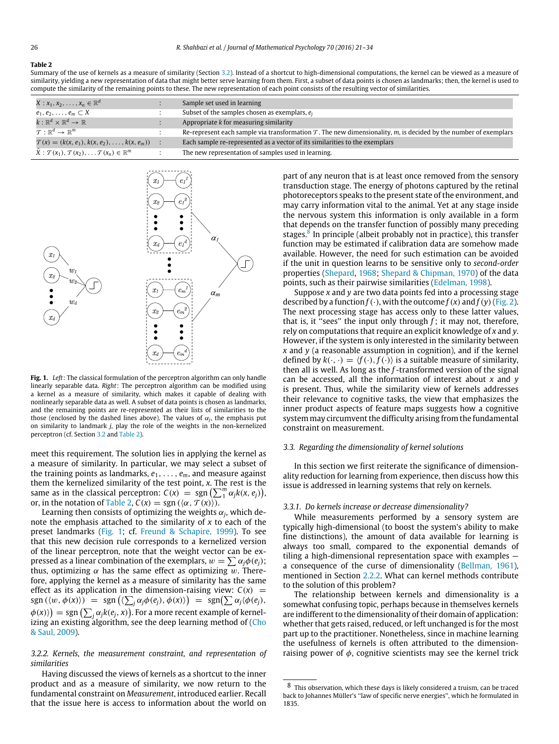**Table 2**
Summary of the use of kernels as a measure of similarity (Section 3.2). Instead of a shortcut to high-dimensional computations, the kernel can be viewed as a measure of similarity, yielding a new representation of data that might better serve learning from them. First, a subset of data points is chosen as landmarks; then, the kernel is used to compute the similarity of the remaining points to these. The new representation of each point consists of the resulting vector of similarities.

| | | |
|---|---|---|
| $X : x_1, x_2, \ldots, x_n \in \mathbb{R}^d$ | : | Sample set used in learning |
| $e_1, e_2, \ldots, e_m \subset X$ | : | Subset of the samples chosen as exemplars, $e_j$ |
| $k : \mathbb{R}^d \times \mathbb{R}^d \to \mathbb{R}$ | : | Appropriate $k$ for measuring similarity |
| $\mathcal{T} : \mathbb{R}^d \to \mathbb{R}^m$ | : | Re-represent each sample via transformation $\mathcal{T}$. The new dimensionality, $m$, is decided by the number of exemplars |
| $\mathcal{T}(x) = (k(x, e_1), k(x, e_2), \ldots, k(x, e_m))$ | : | Each sample re-represented as a vector of its similarities to the exemplars |
| $\hat{X} : \mathcal{T}(x_1), \mathcal{T}(x_2), \ldots \mathcal{T}(x_n) \in \mathbb{R}^m$ | : | The new representation of samples used in learning. |

**Fig. 1.** *Left*: The classical formulation of the perceptron algorithm can only handle linearly separable data. *Right*: The perceptron algorithm can be modified using a kernel as a measure of similarity, which makes it capable of dealing with nonlinearly separable data as well. A subset of data points is chosen as landmarks, and the remaining points are re-represented as their lists of similarities to the those (enclosed by the dashed lines above). The values of $\alpha_j$, the emphasis put on similarity to landmark $j$, play the role of the weights in the non-kernelized perceptron (cf. Section 3.2 and Table 2).

meet this requirement. The solution lies in applying the kernel as a measure of similarity. In particular, we may select a subset of the training points as landmarks, $e_1, \ldots, e_m$, and measure against them the kernelized similarity of the test point, $x$. The rest is the same as in the classical perceptron: $C(x) = \text{sgn}\left(\sum_1^m \alpha_j k(x, e_j)\right)$, or, in the notation of Table 2, $C(x) = \text{sgn}\left(\langle \alpha, \mathcal{T}(x)\rangle\right)$.

Learning then consists of optimizing the weights $\alpha_j$, which denote the emphasis attached to the similarity of $x$ to each of the preset landmarks (Fig. 1; cf. Freund & Schapire, 1999). To see that this new decision rule corresponds to a kernelized version of the linear perceptron, note that the weight vector can be expressed as a linear combination of the exemplars, $w = \sum \alpha_j \phi(e_j)$; thus, optimizing $\alpha$ has the same effect as optimizing $w$. Therefore, applying the kernel as a measure of similarity has the same effect as its application in the dimension-raising view: $C(x) = \text{sgn}\left(\langle w, \phi(x)\rangle\right) = \text{sgn}\left(\langle \sum_j \alpha_j \phi(e_j), \phi(x)\rangle\right) = \text{sgn}\left(\sum \alpha_j \langle \phi(e_j), \phi(x)\rangle\right) = \text{sgn}\left(\sum_j \alpha_j k(e_j, x)\right)$. For a more recent example of kernelizing an existing algorithm, see the deep learning method of (Cho & Saul, 2009).

#### 3.2.2. Kernels, the measurement constraint, and representation of similarities

Having discussed the views of kernels as a shortcut to the inner product and as a measure of similarity, we now return to the fundamental constraint on *Measurement*, introduced earlier. Recall that the issue here is access to information about the world on part of any neuron that is at least once removed from the sensory transduction stage. The energy of photons captured by the retinal photoreceptors speaks to the present state of the environment, and may carry information vital to the animal. Yet at any stage inside the nervous system this information is only available in a form that depends on the transfer function of possibly many preceding stages.[8] In principle (albeit probably not in practice), this transfer function may be estimated if calibration data are somehow made available. However, the need for such estimation can be avoided if the unit in question learns to be sensitive only to *second-order* properties (Shepard, 1968; Shepard & Chipman, 1970) of the data points, such as their pairwise similarities (Edelman, 1998).

Suppose $x$ and $y$ are two data points fed into a processing stage described by a function $f(\cdot)$, with the outcome $f(x)$ and $f(y)$ (Fig. 2). The next processing stage has access only to these latter values, that is, it "sees" the input only through $f$; it may not, therefore, rely on computations that require an explicit knowledge of $x$ and $y$. However, if the system is only interested in the similarity between $x$ and $y$ (a reasonable assumption in cognition), and if the kernel defined by $k(\cdot, \cdot) = \langle f(\cdot), f(\cdot)\rangle$ is a suitable measure of similarity, then all is well. As long as the $f$-transformed version of the signal can be accessed, all the information of interest about $x$ and $y$ is present. Thus, while the similarity view of kernels addresses their relevance to cognitive tasks, the view that emphasizes the inner product aspects of feature maps suggests how a cognitive system may circumvent the difficulty arising from the fundamental constraint on measurement.

### 3.3. Regarding the dimensionality of kernel solutions

In this section we first reiterate the significance of dimensionality reduction for learning from experience, then discuss how this issue is addressed in learning systems that rely on kernels.

#### 3.3.1. Do kernels increase or decrease dimensionality?

While measurements performed by a sensory system are typically high-dimensional (to boost the system's ability to make fine distinctions), the amount of data available for learning is always too small, compared to the exponential demands of tiling a high-dimensional representation space with examples — a consequence of the curse of dimensionality (Bellman, 1961), mentioned in Section 2.2.2. What can kernel methods contribute to the solution of this problem?

The relationship between kernels and dimensionality is a somewhat confusing topic, perhaps because in themselves kernels are indifferent to the dimensionality of their domain of application: whether that gets raised, reduced, or left unchanged is for the most part up to the practitioner. Nonetheless, since in machine learning the usefulness of kernels is often attributed to the dimension-raising power of $\phi$, cognitive scientists may see the kernel trick

[8] This observation, which these days is likely considered a truism, can be traced back to Johannes Müller's "law of specific nerve energies", which he formulated in 1835.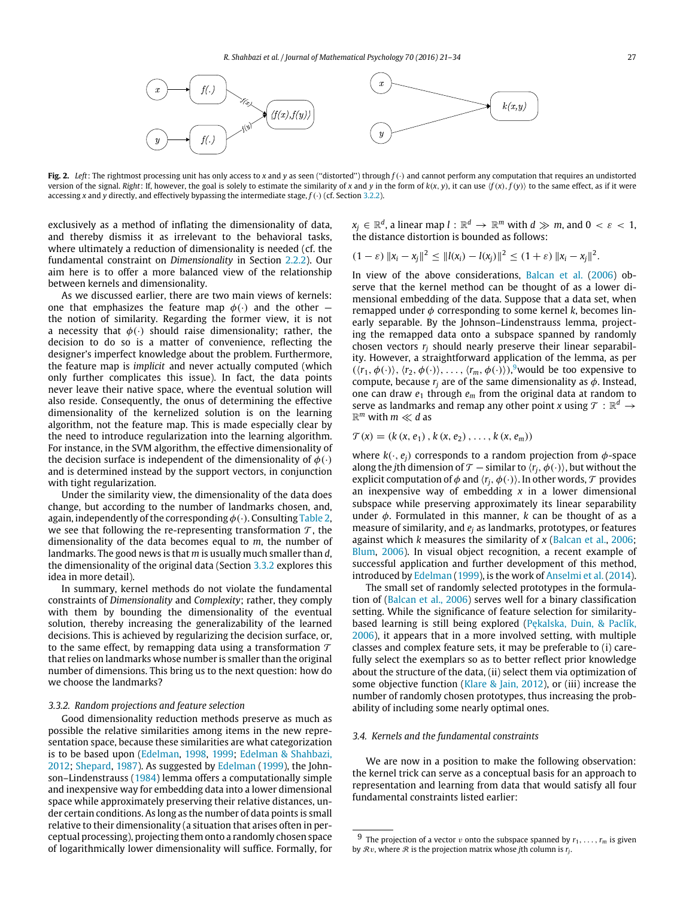**Fig. 2.** *Left*: The rightmost processing unit has only access to $x$ and $y$ as seen ("distorted") through $f(\cdot)$ and cannot perform any computation that requires an undistorted version of the signal. *Right*: If, however, the goal is solely to estimate the similarity of $x$ and $y$ in the form of $k(x, y)$, it can use $\langle f(x), f(y)\rangle$ to the same effect, as if it were accessing $x$ and $y$ directly, and effectively bypassing the intermediate stage, $f(\cdot)$ (cf. Section 3.2.2).

exclusively as a method of inflating the dimensionality of data, and thereby dismiss it as irrelevant to the behavioral tasks, where ultimately a reduction of dimensionality is needed (cf. the fundamental constraint on *Dimensionality* in Section 2.2.2). Our aim here is to offer a more balanced view of the relationship between kernels and dimensionality.

As we discussed earlier, there are two main views of kernels: one that emphasizes the feature map $\phi(\cdot)$ and the other — the notion of similarity. Regarding the former view, it is not a necessity that $\phi(\cdot)$ should raise dimensionality; rather, the decision to do so is a matter of convenience, reflecting the designer's imperfect knowledge about the problem. Furthermore, the feature map is *implicit* and never actually computed (which only further complicates this issue). In fact, the data points never leave their native space, where the eventual solution will also reside. Consequently, the onus of determining the effective dimensionality of the kernelized solution is on the learning algorithm, not the feature map. This is made especially clear by the need to introduce regularization into the learning algorithm. For instance, in the SVM algorithm, the effective dimensionality of the decision surface is independent of the dimensionality of $\phi(\cdot)$ and is determined instead by the support vectors, in conjunction with tight regularization.

Under the similarity view, the dimensionality of the data does change, but according to the number of landmarks chosen, and, again, independently of the corresponding $\phi(\cdot)$. Consulting Table 2, we see that following the re-representing transformation $\mathcal{T}$, the dimensionality of the data becomes equal to $m$, the number of landmarks. The good news is that $m$ is usually much smaller than $d$, the dimensionality of the original data (Section 3.3.2 explores this idea in more detail).

In summary, kernel methods do not violate the fundamental constraints of *Dimensionality* and *Complexity*; rather, they comply with them by bounding the dimensionality of the eventual solution, thereby increasing the generalizability of the learned decisions. This is achieved by regularizing the decision surface, or, to the same effect, by remapping data using a transformation $\mathcal{T}$ that relies on landmarks whose number is smaller than the original number of dimensions. This bring us to the next question: how do we choose the landmarks?

### 3.3.2. Random projections and feature selection

Good dimensionality reduction methods preserve as much as possible the relative similarities among items in the new representation space, because these similarities are what categorization is to be based upon (Edelman, 1998, 1999; Edelman & Shahbazi, 2012; Shepard, 1987). As suggested by Edelman (1999), the Johnson–Lindenstrauss (1984) lemma offers a computationally simple and inexpensive way for embedding data into a lower dimensional space while approximately preserving their relative distances, under certain conditions. As long as the number of data points is small relative to their dimensionality (a situation that arises often in perceptual processing), projecting them onto a randomly chosen space of logarithmically lower dimensionality will suffice. Formally, for $x_j \in \mathbb{R}^d$, a linear map $l : \mathbb{R}^d \to \mathbb{R}^m$ with $d \gg m$, and $0 < \varepsilon < 1$, the distance distortion is bounded as follows:

$$(1 - \varepsilon)\, \|x_i - x_j\|^2 \le \|l(x_i) - l(x_j)\|^2 \le (1 + \varepsilon)\, \|x_i - x_j\|^2.$$

In view of the above considerations, Balcan et al. (2006) observe that the kernel method can be thought of as a lower dimensional embedding of the data. Suppose that a data set, when remapped under $\phi$ corresponding to some kernel $k$, becomes linearly separable. By the Johnson–Lindenstrauss lemma, projecting the remapped data onto a subspace spanned by randomly chosen vectors $r_j$ should nearly preserve their linear separability. However, a straightforward application of the lemma, as per $(\langle r_1, \phi(\cdot)\rangle, \langle r_2, \phi(\cdot)\rangle, \ldots, \langle r_m, \phi(\cdot)\rangle)$,[9] would be too expensive to compute, because $r_j$ are of the same dimensionality as $\phi$. Instead, one can draw $e_1$ through $e_m$ from the original data at random to serve as landmarks and remap any other point $x$ using $\mathcal{T} : \mathbb{R}^d \to \mathbb{R}^m$ with $m \ll d$ as

$$\mathcal{T}(x) = (k(x, e_1), k(x, e_2), \ldots, k(x, e_m))$$

where $k(\cdot, e_j)$ corresponds to a random projection from $\phi$-space along the $j$th dimension of $\mathcal{T}$ — similar to $\langle r_j, \phi(\cdot)\rangle$, but without the explicit computation of $\phi$ and $\langle r_j, \phi(\cdot)\rangle$. In other words, $\mathcal{T}$ provides an inexpensive way of embedding $x$ in a lower dimensional subspace while preserving approximately its linear separability under $\phi$. Formulated in this manner, $k$ can be thought of as a measure of similarity, and $e_j$ as landmarks, prototypes, or features against which $k$ measures the similarity of $x$ (Balcan et al., 2006; Blum, 2006). In visual object recognition, a recent example of successful application and further development of this method, introduced by Edelman (1999), is the work of Anselmi et al. (2014).

The small set of randomly selected prototypes in the formulation of (Balcan et al., 2006) serves well for a binary classification setting. While the significance of feature selection for similarity-based learning is still being explored (Pękalska, Duin, & Paclík, 2006), it appears that in a more involved setting, with multiple classes and complex feature sets, it may be preferable to (i) carefully select the exemplars so as to better reflect prior knowledge about the structure of the data, (ii) select them via optimization of some objective function (Klare & Jain, 2012), or (iii) increase the number of randomly chosen prototypes, thus increasing the probability of including some nearly optimal ones.

## 3.4. Kernels and the fundamental constraints

We are now in a position to make the following observation: the kernel trick can serve as a conceptual basis for an approach to representation and learning from data that would satisfy all four fundamental constraints listed earlier:

[9] The projection of a vector $v$ onto the subspace spanned by $r_1, \ldots, r_m$ is given by $\mathcal{R}v$, where $\mathcal{R}$ is the projection matrix whose $j$th column is $r_j$.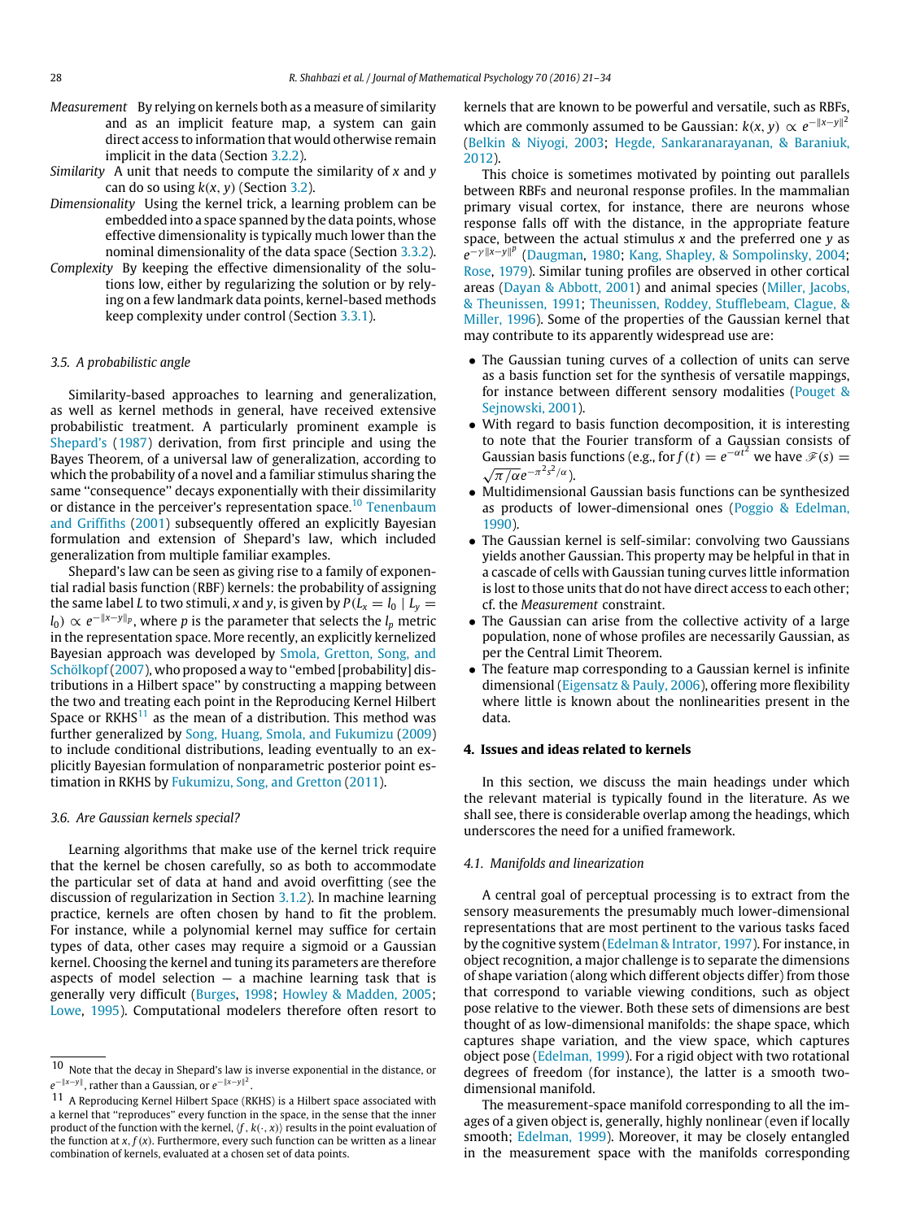*Measurement* By relying on kernels both as a measure of similarity and as an implicit feature map, a system can gain direct access to information that would otherwise remain implicit in the data (Section 3.2.2).

*Similarity* A unit that needs to compute the similarity of $x$ and $y$ can do so using $k(x, y)$ (Section 3.2).

*Dimensionality* Using the kernel trick, a learning problem can be embedded into a space spanned by the data points, whose effective dimensionality is typically much lower than the nominal dimensionality of the data space (Section 3.3.2).

*Complexity* By keeping the effective dimensionality of the solutions low, either by regularizing the solution or by relying on a few landmark data points, kernel-based methods keep complexity under control (Section 3.3.1).

### 3.5. A probabilistic angle

Similarity-based approaches to learning and generalization, as well as kernel methods in general, have received extensive probabilistic treatment. A particularly prominent example is Shepard's (1987) derivation, from first principle and using the Bayes Theorem, of a universal law of generalization, according to which the probability of a novel and a familiar stimulus sharing the same "consequence" decays exponentially with their dissimilarity or distance in the perceiver's representation space.[10] Tenenbaum and Griffiths (2001) subsequently offered an explicitly Bayesian formulation and extension of Shepard's law, which included generalization from multiple familiar examples.

Shepard's law can be seen as giving rise to a family of exponential radial basis function (RBF) kernels: the probability of assigning the same label $L$ to two stimuli, $x$ and $y$, is given by $P(L_x = l_0 \mid L_y = l_0) \propto e^{-\|x-y\|_p}$, where $p$ is the parameter that selects the $l_p$ metric in the representation space. More recently, an explicitly kernelized Bayesian approach was developed by Smola, Gretton, Song, and Schölkopf (2007), who proposed a way to "embed [probability] distributions in a Hilbert space" by constructing a mapping between the two and treating each point in the Reproducing Kernel Hilbert Space or RKHS[11] as the mean of a distribution. This method was further generalized by Song, Huang, Smola, and Fukumizu (2009) to include conditional distributions, leading eventually to an explicitly Bayesian formulation of nonparametric posterior point estimation in RKHS by Fukumizu, Song, and Gretton (2011).

### 3.6. Are Gaussian kernels special?

Learning algorithms that make use of the kernel trick require that the kernel be chosen carefully, so as both to accommodate the particular set of data at hand and avoid overfitting (see the discussion of regularization in Section 3.1.2). In machine learning practice, kernels are often chosen by hand to fit the problem. For instance, while a polynomial kernel may suffice for certain types of data, other cases may require a sigmoid or a Gaussian kernel. Choosing the kernel and tuning its parameters are therefore aspects of model selection — a machine learning task that is generally very difficult (Burges, 1998; Howley & Madden, 2005; Lowe, 1995). Computational modelers therefore often resort to kernels that are known to be powerful and versatile, such as RBFs, which are commonly assumed to be Gaussian: $k(x, y) \propto e^{-\|x-y\|^2}$ (Belkin & Niyogi, 2003; Hegde, Sankaranarayanan, & Baraniuk, 2012).

This choice is sometimes motivated by pointing out parallels between RBFs and neuronal response profiles. In the mammalian primary visual cortex, for instance, there are neurons whose response falls off with the distance, in the appropriate feature space, between the actual stimulus $x$ and the preferred one $y$ as $e^{-\gamma\|x-y\|^p}$ (Daugman, 1980; Kang, Shapley, & Sompolinsky, 2004; Rose, 1979). Similar tuning profiles are observed in other cortical areas (Dayan & Abbott, 2001) and animal species (Miller, Jacobs, & Theunissen, 1991; Theunissen, Roddey, Stufflebeam, Clague, & Miller, 1996). Some of the properties of the Gaussian kernel that may contribute to its apparently widespread use are:

- The Gaussian tuning curves of a collection of units can serve as a basis function set for the synthesis of versatile mappings, for instance between different sensory modalities (Pouget & Sejnowski, 2001).
- With regard to basis function decomposition, it is interesting to note that the Fourier transform of a Gaussian consists of Gaussian basis functions (e.g., for $f(t) = e^{-\alpha t^2}$ we have $\mathscr{F}(s) = \sqrt{\pi/\alpha}\, e^{-\pi^2 s^2/\alpha}$).
- Multidimensional Gaussian basis functions can be synthesized as products of lower-dimensional ones (Poggio & Edelman, 1990).
- The Gaussian kernel is self-similar: convolving two Gaussians yields another Gaussian. This property may be helpful in that in a cascade of cells with Gaussian tuning curves little information is lost to those units that do not have direct access to each other; cf. the *Measurement* constraint.
- The Gaussian can arise from the collective activity of a large population, none of whose profiles are necessarily Gaussian, as per the Central Limit Theorem.
- The feature map corresponding to a Gaussian kernel is infinite dimensional (Eigensatz & Pauly, 2006), offering more flexibility where little is known about the nonlinearities present in the data.

## 4. Issues and ideas related to kernels

In this section, we discuss the main headings under which the relevant material is typically found in the literature. As we shall see, there is considerable overlap among the headings, which underscores the need for a unified framework.

### 4.1. Manifolds and linearization

A central goal of perceptual processing is to extract from the sensory measurements the presumably much lower-dimensional representations that are most pertinent to the various tasks faced by the cognitive system (Edelman & Intrator, 1997). For instance, in object recognition, a major challenge is to separate the dimensions of shape variation (along which different objects differ) from those that correspond to variable viewing conditions, such as object pose relative to the viewer. Both these sets of dimensions are best thought of as low-dimensional manifolds: the shape space, which captures shape variation, and the view space, which captures object pose (Edelman, 1999). For a rigid object with two rotational degrees of freedom (for instance), the latter is a smooth two-dimensional manifold.

The measurement-space manifold corresponding to all the images of a given object is, generally, highly nonlinear (even if locally smooth; Edelman, 1999). Moreover, it may be closely entangled in the measurement space with the manifolds corresponding

---

[10] Note that the decay in Shepard's law is inverse exponential in the distance, or $e^{-\|x-y\|}$, rather than a Gaussian, or $e^{-\|x-y\|^2}$.

[11] A Reproducing Kernel Hilbert Space (RKHS) is a Hilbert space associated with a kernel that "reproduces" every function in the space, in the sense that the inner product of the function with the kernel, $\langle f, k(\cdot, x)\rangle$ results in the point evaluation of the function at $x$, $f(x)$. Furthermore, every such function can be written as a linear combination of kernels, evaluated at a chosen set of data points.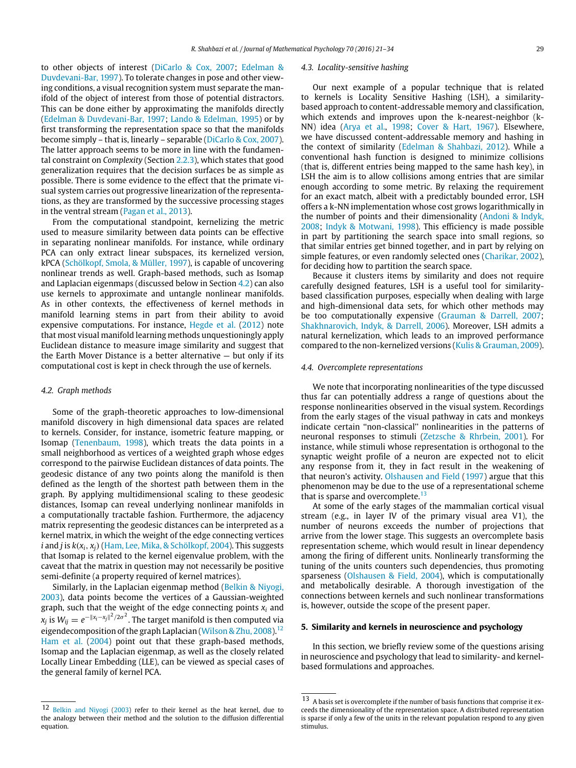to other objects of interest (DiCarlo & Cox, 2007; Edelman & Duvdevani-Bar, 1997). To tolerate changes in pose and other viewing conditions, a visual recognition system must separate the manifold of the object of interest from those of potential distractors. This can be done either by approximating the manifolds directly (Edelman & Duvdevani-Bar, 1997; Lando & Edelman, 1995) or by first transforming the representation space so that the manifolds become simply – that is, linearly – separable (DiCarlo & Cox, 2007). The latter approach seems to be more in line with the fundamental constraint on *Complexity* (Section 2.2.3), which states that good generalization requires that the decision surfaces be as simple as possible. There is some evidence to the effect that the primate visual system carries out progressive linearization of the representations, as they are transformed by the successive processing stages in the ventral stream (Pagan et al., 2013).

From the computational standpoint, kernelizing the metric used to measure similarity between data points can be effective in separating nonlinear manifolds. For instance, while ordinary PCA can only extract linear subspaces, its kernelized version, kPCA (Schölkopf, Smola, & Müller, 1997), is capable of uncovering nonlinear trends as well. Graph-based methods, such as Isomap and Laplacian eigenmaps (discussed below in Section 4.2) can also use kernels to approximate and untangle nonlinear manifolds. As in other contexts, the effectiveness of kernel methods in manifold learning stems in part from their ability to avoid expensive computations. For instance, Hegde et al. (2012) note that most visual manifold learning methods unquestioningly apply Euclidean distance to measure image similarity and suggest that the Earth Mover Distance is a better alternative — but only if its computational cost is kept in check through the use of kernels.

### 4.2. Graph methods

Some of the graph-theoretic approaches to low-dimensional manifold discovery in high dimensional data spaces are related to kernels. Consider, for instance, isometric feature mapping, or Isomap (Tenenbaum, 1998), which treats the data points in a small neighborhood as vertices of a weighted graph whose edges correspond to the pairwise Euclidean distances of data points. The geodesic distance of any two points along the manifold is then defined as the length of the shortest path between them in the graph. By applying multidimensional scaling to these geodesic distances, Isomap can reveal underlying nonlinear manifolds in a computationally tractable fashion. Furthermore, the adjacency matrix representing the geodesic distances can be interpreted as a kernel matrix, in which the weight of the edge connecting vertices $i$ and $j$ is $k(x_i, x_j)$ (Ham, Lee, Mika, & Schölkopf, 2004). This suggests that Isomap is related to the kernel eigenvalue problem, with the caveat that the matrix in question may not necessarily be positive semi-definite (a property required of kernel matrices).

Similarly, in the Laplacian eigenmap method (Belkin & Niyogi, 2003), data points become the vertices of a Gaussian-weighted graph, such that the weight of the edge connecting points $x_i$ and $x_j$ is $W_{ij} = e^{-\|x_i - x_j\|^2/2\sigma^2}$. The target manifold is then computed via eigendecomposition of the graph Laplacian (Wilson & Zhu, 2008).[12] Ham et al. (2004) point out that these graph-based methods, Isomap and the Laplacian eigenmap, as well as the closely related Locally Linear Embedding (LLE), can be viewed as special cases of the general family of kernel PCA.

### 4.3. Locality-sensitive hashing

Our next example of a popular technique that is related to kernels is Locality Sensitive Hashing (LSH), a similarity-based approach to content-addressable memory and classification, which extends and improves upon the k-nearest-neighbor (k-NN) idea (Arya et al., 1998; Cover & Hart, 1967). Elsewhere, we have discussed content-addressable memory and hashing in the context of similarity (Edelman & Shahbazi, 2012). While a conventional hash function is designed to minimize collisions (that is, different entries being mapped to the same hash key), in LSH the aim is to allow collisions among entries that are similar enough according to some metric. By relaxing the requirement for an exact match, albeit with a predictably bounded error, LSH offers a k-NN implementation whose cost grows logarithmically in the number of points and their dimensionality (Andoni & Indyk, 2008; Indyk & Motwani, 1998). This efficiency is made possible in part by partitioning the search space into small regions, so that similar entries get binned together, and in part by relying on simple features, or even randomly selected ones (Charikar, 2002), for deciding how to partition the search space.

Because it clusters items by similarity and does not require carefully designed features, LSH is a useful tool for similarity-based classification purposes, especially when dealing with large and high-dimensional data sets, for which other methods may be too computationally expensive (Grauman & Darrell, 2007; Shakhnarovich, Indyk, & Darrell, 2006). Moreover, LSH admits a natural kernelization, which leads to an improved performance compared to the non-kernelized versions (Kulis & Grauman, 2009).

### 4.4. Overcomplete representations

We note that incorporating nonlinearities of the type discussed thus far can potentially address a range of questions about the response nonlinearities observed in the visual system. Recordings from the early stages of the visual pathway in cats and monkeys indicate certain "non-classical" nonlinearities in the patterns of neuronal responses to stimuli (Zetzsche & Rhrbein, 2001). For instance, while stimuli whose representation is orthogonal to the synaptic weight profile of a neuron are expected not to elicit any response from it, they in fact result in the weakening of that neuron's activity. Olshausen and Field (1997) argue that this phenomenon may be due to the use of a representational scheme that is sparse and overcomplete.[13]

At some of the early stages of the mammalian cortical visual stream (e.g., in layer IV of the primary visual area V1), the number of neurons exceeds the number of projections that arrive from the lower stage. This suggests an overcomplete basis representation scheme, which would result in linear dependency among the firing of different units. Nonlinearly transforming the tuning of the units counters such dependencies, thus promoting sparseness (Olshausen & Field, 2004), which is computationally and metabolically desirable. A thorough investigation of the connections between kernels and such nonlinear transformations is, however, outside the scope of the present paper.

## 5. Similarity and kernels in neuroscience and psychology

In this section, we briefly review some of the questions arising in neuroscience and psychology that lead to similarity- and kernel-based formulations and approaches.

---

[12] Belkin and Niyogi (2003) refer to their kernel as the heat kernel, due to the analogy between their method and the solution to the diffusion differential equation.

[13] A basis set is overcomplete if the number of basis functions that comprise it exceeds the dimensionality of the representation space. A distributed representation is sparse if only a few of the units in the relevant population respond to any given stimulus.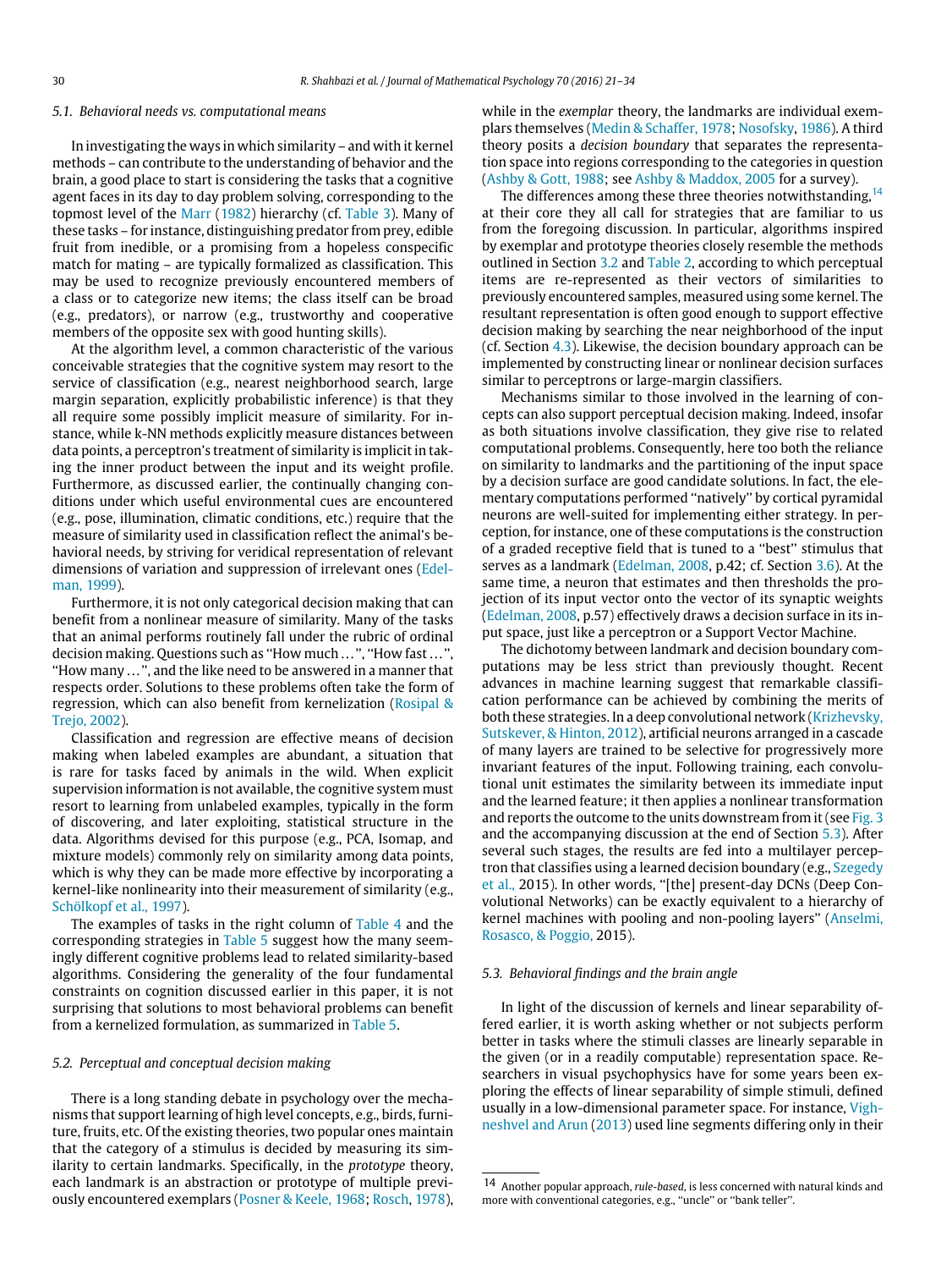### 5.1. Behavioral needs vs. computational means

In investigating the ways in which similarity – and with it kernel methods – can contribute to the understanding of behavior and the brain, a good place to start is considering the tasks that a cognitive agent faces in its day to day problem solving, corresponding to the topmost level of the Marr (1982) hierarchy (cf. Table 3). Many of these tasks – for instance, distinguishing predator from prey, edible fruit from inedible, or a promising from a hopeless conspecific match for mating – are typically formalized as classification. This may be used to recognize previously encountered members of a class or to categorize new items; the class itself can be broad (e.g., predators), or narrow (e.g., trustworthy and cooperative members of the opposite sex with good hunting skills).

At the algorithm level, a common characteristic of the various conceivable strategies that the cognitive system may resort to the service of classification (e.g., nearest neighborhood search, large margin separation, explicitly probabilistic inference) is that they all require some possibly implicit measure of similarity. For instance, while k-NN methods explicitly measure distances between data points, a perceptron's treatment of similarity is implicit in taking the inner product between the input and its weight profile. Furthermore, as discussed earlier, the continually changing conditions under which useful environmental cues are encountered (e.g., pose, illumination, climatic conditions, etc.) require that the measure of similarity used in classification reflect the animal's behavioral needs, by striving for veridical representation of relevant dimensions of variation and suppression of irrelevant ones (Edelman, 1999).

Furthermore, it is not only categorical decision making that can benefit from a nonlinear measure of similarity. Many of the tasks that an animal performs routinely fall under the rubric of ordinal decision making. Questions such as "How much ...", "How fast ...", "How many ...", and the like need to be answered in a manner that respects order. Solutions to these problems often take the form of regression, which can also benefit from kernelization (Rosipal & Trejo, 2002).

Classification and regression are effective means of decision making when labeled examples are abundant, a situation that is rare for tasks faced by animals in the wild. When explicit supervision information is not available, the cognitive system must resort to learning from unlabeled examples, typically in the form of discovering, and later exploiting, statistical structure in the data. Algorithms devised for this purpose (e.g., PCA, Isomap, and mixture models) commonly rely on similarity among data points, which is why they can be made more effective by incorporating a kernel-like nonlinearity into their measurement of similarity (e.g., Schölkopf et al., 1997).

The examples of tasks in the right column of Table 4 and the corresponding strategies in Table 5 suggest how the many seemingly different cognitive problems lead to related similarity-based algorithms. Considering the generality of the four fundamental constraints on cognition discussed earlier in this paper, it is not surprising that solutions to most behavioral problems can benefit from a kernelized formulation, as summarized in Table 5.

### 5.2. Perceptual and conceptual decision making

There is a long standing debate in psychology over the mechanisms that support learning of high level concepts, e.g., birds, furniture, fruits, etc. Of the existing theories, two popular ones maintain that the category of a stimulus is decided by measuring its similarity to certain landmarks. Specifically, in the *prototype* theory, each landmark is an abstraction or prototype of multiple previously encountered exemplars (Posner & Keele, 1968; Rosch, 1978), while in the *exemplar* theory, the landmarks are individual exemplars themselves (Medin & Schaffer, 1978; Nosofsky, 1986). A third theory posits a *decision boundary* that separates the representation space into regions corresponding to the categories in question (Ashby & Gott, 1988; see Ashby & Maddox, 2005 for a survey).

The differences among these three theories notwithstanding,[14] at their core they all call for strategies that are familiar to us from the foregoing discussion. In particular, algorithms inspired by exemplar and prototype theories closely resemble the methods outlined in Section 3.2 and Table 2, according to which perceptual items are re-represented as their vectors of similarities to previously encountered samples, measured using some kernel. The resultant representation is often good enough to support effective decision making by searching the near neighborhood of the input (cf. Section 4.3). Likewise, the decision boundary approach can be implemented by constructing linear or nonlinear decision surfaces similar to perceptrons or large-margin classifiers.

Mechanisms similar to those involved in the learning of concepts can also support perceptual decision making. Indeed, insofar as both situations involve classification, they give rise to related computational problems. Consequently, here too both the reliance on similarity to landmarks and the partitioning of the input space by a decision surface are good candidate solutions. In fact, the elementary computations performed "natively" by cortical pyramidal neurons are well-suited for implementing either strategy. In perception, for instance, one of these computations is the construction of a graded receptive field that is tuned to a "best" stimulus that serves as a landmark (Edelman, 2008, p.42; cf. Section 3.6). At the same time, a neuron that estimates and then thresholds the projection of its input vector onto the vector of its synaptic weights (Edelman, 2008, p.57) effectively draws a decision surface in its input space, just like a perceptron or a Support Vector Machine.

The dichotomy between landmark and decision boundary computations may be less strict than previously thought. Recent advances in machine learning suggest that remarkable classification performance can be achieved by combining the merits of both these strategies. In a deep convolutional network (Krizhevsky, Sutskever, & Hinton, 2012), artificial neurons arranged in a cascade of many layers are trained to be selective for progressively more invariant features of the input. Following training, each convolutional unit estimates the similarity between its immediate input and the learned feature; it then applies a nonlinear transformation and reports the outcome to the units downstream from it (see Fig. 3 and the accompanying discussion at the end of Section 5.3). After several such stages, the results are fed into a multilayer perceptron that classifies using a learned decision boundary (e.g., Szegedy et al., 2015). In other words, "[the] present-day DCNs (Deep Convolutional Networks) can be exactly equivalent to a hierarchy of kernel machines with pooling and non-pooling layers" (Anselmi, Rosasco, & Poggio, 2015).

### 5.3. Behavioral findings and the brain angle

In light of the discussion of kernels and linear separability offered earlier, it is worth asking whether or not subjects perform better in tasks where the stimuli classes are linearly separable in the given (or in a readily computable) representation space. Researchers in visual psychophysics have for some years been exploring the effects of linear separability of simple stimuli, defined usually in a low-dimensional parameter space. For instance, Vighneshvel and Arun (2013) used line segments differing only in their

[14] Another popular approach, *rule-based*, is less concerned with natural kinds and more with conventional categories, e.g., "uncle" or "bank teller".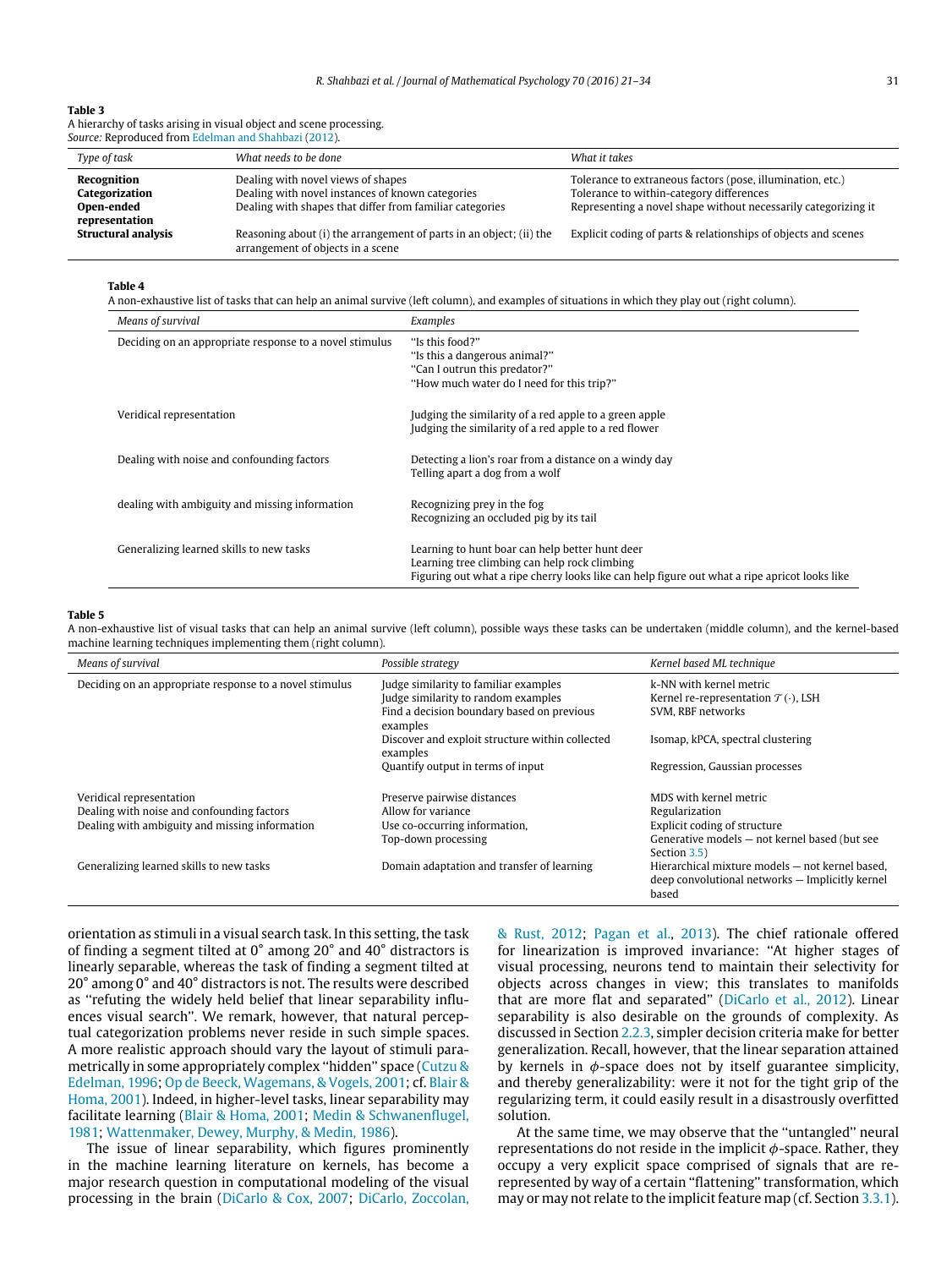**Table 3**
A hierarchy of tasks arising in visual object and scene processing.
*Source:* Reproduced from Edelman and Shahbazi (2012).

| *Type of task* | *What needs to be done* | *What it takes* |
|---|---|---|
| **Recognition** | Dealing with novel views of shapes | Tolerance to extraneous factors (pose, illumination, etc.) |
| **Categorization** | Dealing with novel instances of known categories | Tolerance to within-category differences |
| **Open-ended representation** | Dealing with shapes that differ from familiar categories | Representing a novel shape without necessarily categorizing it |
| **Structural analysis** | Reasoning about (i) the arrangement of parts in an object; (ii) the arrangement of objects in a scene | Explicit coding of parts & relationships of objects and scenes |

**Table 4**
A non-exhaustive list of tasks that can help an animal survive (left column), and examples of situations in which they play out (right column).

| *Means of survival* | *Examples* |
|---|---|
| Deciding on an appropriate response to a novel stimulus | "Is this food?"<br>"Is this a dangerous animal?"<br>"Can I outrun this predator?"<br>"How much water do I need for this trip?" |
| Veridical representation | Judging the similarity of a red apple to a green apple<br>Judging the similarity of a red apple to a red flower |
| Dealing with noise and confounding factors | Detecting a lion's roar from a distance on a windy day<br>Telling apart a dog from a wolf |
| dealing with ambiguity and missing information | Recognizing prey in the fog<br>Recognizing an occluded pig by its tail |
| Generalizing learned skills to new tasks | Learning to hunt boar can help better hunt deer<br>Learning tree climbing can help rock climbing<br>Figuring out what a ripe cherry looks like can help figure out what a ripe apricot looks like |

**Table 5**
A non-exhaustive list of visual tasks that can help an animal survive (left column), possible ways these tasks can be undertaken (middle column), and the kernel-based machine learning techniques implementing them (right column).

| *Means of survival* | *Possible strategy* | *Kernel based ML technique* |
|---|---|---|
| Deciding on an appropriate response to a novel stimulus | Judge similarity to familiar examples | k-NN with kernel metric |
| | Judge similarity to random examples | Kernel re-representation $\mathcal{T}(\cdot)$, LSH |
| | Find a decision boundary based on previous examples | SVM, RBF networks |
| | Discover and exploit structure within collected examples | Isomap, kPCA, spectral clustering |
| | Quantify output in terms of input | Regression, Gaussian processes |
| Veridical representation | Preserve pairwise distances | MDS with kernel metric |
| Dealing with noise and confounding factors | Allow for variance | Regularization |
| Dealing with ambiguity and missing information | Use co-occurring information, | Explicit coding of structure |
| | Top-down processing | Generative models — not kernel based (but see Section 3.5) |
| Generalizing learned skills to new tasks | Domain adaptation and transfer of learning | Hierarchical mixture models — not kernel based, deep convolutional networks — Implicitly kernel based |

orientation as stimuli in a visual search task. In this setting, the task of finding a segment tilted at 0° among 20° and 40° distractors is linearly separable, whereas the task of finding a segment tilted at 20° among 0° and 40° distractors is not. The results were described as "refuting the widely held belief that linear separability influences visual search". We remark, however, that natural perceptual categorization problems never reside in such simple spaces. A more realistic approach should vary the layout of stimuli parametrically in some appropriately complex "hidden" space (Cutzu & Edelman, 1996; Op de Beeck, Wagemans, & Vogels, 2001; cf. Blair & Homa, 2001). Indeed, in higher-level tasks, linear separability may facilitate learning (Blair & Homa, 2001; Medin & Schwanenflugel, 1981; Wattenmaker, Dewey, Murphy, & Medin, 1986).

The issue of linear separability, which figures prominently in the machine learning literature on kernels, has become a major research question in computational modeling of the visual processing in the brain (DiCarlo & Cox, 2007; DiCarlo, Zoccolan, & Rust, 2012; Pagan et al., 2013). The chief rationale offered for linearization is improved invariance: "At higher stages of visual processing, neurons tend to maintain their selectivity for objects across changes in view; this translates to manifolds that are more flat and separated" (DiCarlo et al., 2012). Linear separability is also desirable on the grounds of complexity. As discussed in Section 2.2.3, simpler decision criteria make for better generalization. Recall, however, that the linear separation attained by kernels in $\phi$-space does not by itself guarantee simplicity, and thereby generalizability: were it not for the tight grip of the regularizing term, it could easily result in a disastrously overfitted solution.

At the same time, we may observe that the "untangled" neural representations do not reside in the implicit $\phi$-space. Rather, they occupy a very explicit space comprised of signals that are re-represented by way of a certain "flattening" transformation, which may or may not relate to the implicit feature map (cf. Section 3.3.1).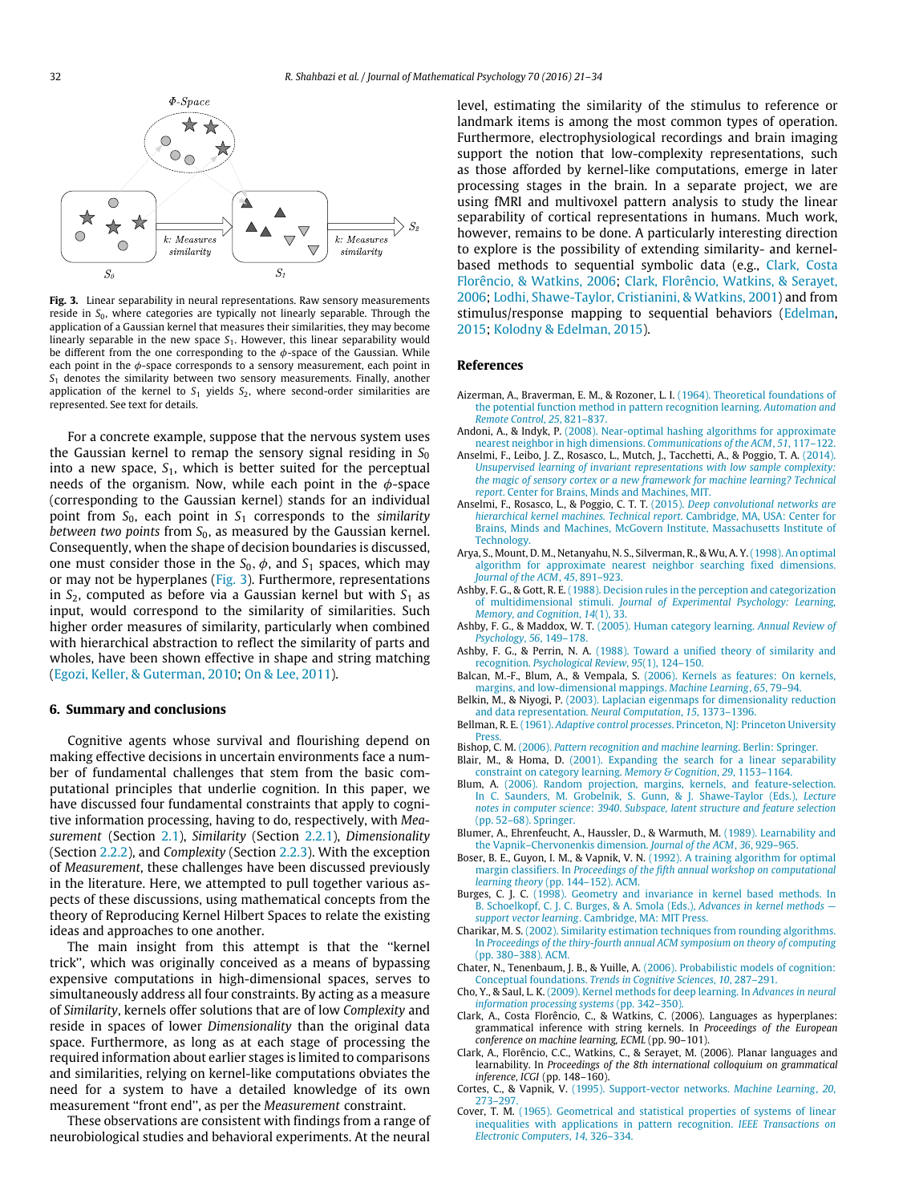Fig. 3. Linear separability in neural representations. Raw sensory measurements reside in $S_0$, where categories are typically not linearly separable. Through the application of a Gaussian kernel that measures their similarities, they may become linearly separable in the new space $S_1$. However, this linear separability would be different from the one corresponding to the $\phi$-space of the Gaussian. While each point in the $\phi$-space corresponds to a sensory measurement, each point in $S_1$ denotes the similarity between two sensory measurements. Finally, another application of the kernel to $S_1$ yields $S_2$, where second-order similarities are represented. See text for details.

For a concrete example, suppose that the nervous system uses the Gaussian kernel to remap the sensory signal residing in $S_0$ into a new space, $S_1$, which is better suited for the perceptual needs of the organism. Now, while each point in the $\phi$-space (corresponding to the Gaussian kernel) stands for an individual point from $S_0$, each point in $S_1$ corresponds to the *similarity between two points* from $S_0$, as measured by the Gaussian kernel. Consequently, when the shape of decision boundaries is discussed, one must consider those in the $S_0$, $\phi$, and $S_1$ spaces, which may or may not be hyperplanes (Fig. 3). Furthermore, representations in $S_2$, computed as before via a Gaussian kernel but with $S_1$ as input, would correspond to the similarity of similarities. Such higher order measures of similarity, particularly when combined with hierarchical abstraction to reflect the similarity of parts and wholes, have been shown effective in shape and string matching (Egozi, Keller, & Guterman, 2010; On & Lee, 2011).

## 6. Summary and conclusions

Cognitive agents whose survival and flourishing depend on making effective decisions in uncertain environments face a number of fundamental challenges that stem from the basic computational principles that underlie cognition. In this paper, we have discussed four fundamental constraints that apply to cognitive information processing, having to do, respectively, with *Measurement* (Section 2.1), *Similarity* (Section 2.2.1), *Dimensionality* (Section 2.2.2), and *Complexity* (Section 2.2.3). With the exception of *Measurement*, these challenges have been discussed previously in the literature. Here, we attempted to pull together various aspects of these discussions, using mathematical concepts from the theory of Reproducing Kernel Hilbert Spaces to relate the existing ideas and approaches to one another.

The main insight from this attempt is that the "kernel trick", which was originally conceived as a means of bypassing expensive computations in high-dimensional spaces, serves to simultaneously address all four constraints. By acting as a measure of *Similarity*, kernels offer solutions that are of low *Complexity* and reside in spaces of lower *Dimensionality* than the original data space. Furthermore, as long as at each stage of processing the required information about earlier stages is limited to comparisons and similarities, relying on kernel-like computations obviates the need for a system to have a detailed knowledge of its own measurement "front end", as per the *Measurement* constraint.

These observations are consistent with findings from a range of neurobiological studies and behavioral experiments. At the neural level, estimating the similarity of the stimulus to reference or landmark items is among the most common types of operation. Furthermore, electrophysiological recordings and brain imaging support the notion that low-complexity representations, such as those afforded by kernel-like computations, emerge in later processing stages in the brain. In a separate project, we are using fMRI and multivoxel pattern analysis to study the linear separability of cortical representations in humans. Much work, however, remains to be done. A particularly interesting direction to explore is the possibility of extending similarity- and kernel-based methods to sequential symbolic data (e.g., Clark, Costa Florêncio, & Watkins, 2006; Clark, Florêncio, Watkins, & Serayet, 2006; Lodhi, Shawe-Taylor, Cristianini, & Watkins, 2001) and from stimulus/response mapping to sequential behaviors (Edelman, 2015; Kolodny & Edelman, 2015).

## References

Aizerman, A., Braverman, E. M., & Rozoner, L. I. (1964). Theoretical foundations of the potential function method in pattern recognition learning. *Automation and Remote Control*, *25*, 821–837.

Andoni, A., & Indyk, P. (2008). Near-optimal hashing algorithms for approximate nearest neighbor in high dimensions. *Communications of the ACM*, *51*, 117–122.

Anselmi, F., Leibo, J. Z., Rosasco, L., Mutch, J., Tacchetti, A., & Poggio, T. A. (2014). *Unsupervised learning of invariant representations with low sample complexity: the magic of sensory cortex or a new framework for machine learning? Technical report*. Center for Brains, Minds and Machines, MIT.

Anselmi, F., Rosasco, L., & Poggio, C. T. T. (2015). *Deep convolutional networks are hierarchical kernel machines. Technical report*. Cambridge, MA, USA: Center for Brains, Minds and Machines, McGovern Institute, Massachusetts Institute of Technology.

Arya, S., Mount, D. M., Netanyahu, N. S., Silverman, R., & Wu, A. Y. (1998). An optimal algorithm for approximate nearest neighbor searching fixed dimensions. *Journal of the ACM*, *45*, 891–923.

Ashby, F. G., & Gott, R. E. (1988). Decision rules in the perception and categorization of multidimensional stimuli. *Journal of Experimental Psychology: Learning, Memory, and Cognition*, *14*(1), 33.

Ashby, F. G., & Maddox, W. T. (2005). Human category learning. *Annual Review of Psychology*, *56*, 149–178.

Ashby, F. G., & Perrin, N. A. (1988). Toward a unified theory of similarity and recognition. *Psychological Review*, *95*(1), 124–150.

Balcan, M.-F., Blum, A., & Vempala, S. (2006). Kernels as features: On kernels, margins, and low-dimensional mappings. *Machine Learning*, *65*, 79–94.

Belkin, M., & Niyogi, P. (2003). Laplacian eigenmaps for dimensionality reduction and data representation. *Neural Computation*, *15*, 1373–1396.

Bellman, R. E. (1961). *Adaptive control processes*. Princeton, NJ: Princeton University Press.

Bishop, C. M. (2006). *Pattern recognition and machine learning*. Berlin: Springer.

Blair, M., & Homa, D. (2001). Expanding the search for a linear separability constraint on category learning. *Memory & Cognition*, *29*, 1153–1164.

Blum, A. (2006). Random projection, margins, kernels, and feature-selection. In C. Saunders, M. Grobelnik, S. Gunn, & J. Shawe-Taylor (Eds.), *Lecture notes in computer science*: *3940*. *Subspace, latent structure and feature selection* (pp. 52–68). Springer.

Blumer, A., Ehrenfeucht, A., Haussler, D., & Warmuth, M. (1989). Learnability and the Vapnik–Chervonenkis dimension. *Journal of the ACM*, *36*, 929–965.

Boser, B. E., Guyon, I. M., & Vapnik, V. N. (1992). A training algorithm for optimal margin classifiers. In *Proceedings of the fifth annual workshop on computational learning theory* (pp. 144–152). ACM.

Burges, C. J. C. (1998). Geometry and invariance in kernel based methods. In B. Schoelkopf, C. J. C. Burges, & A. Smola (Eds.), *Advances in kernel methods — support vector learning*. Cambridge, MA: MIT Press.

Charikar, M. S. (2002). Similarity estimation techniques from rounding algorithms. In *Proceedings of the thiry-fourth annual ACM symposium on theory of computing* (pp. 380–388). ACM.

Chater, N., Tenenbaum, J. B., & Yuille, A. (2006). Probabilistic models of cognition: Conceptual foundations. *Trends in Cognitive Sciences*, *10*, 287–291.

Cho, Y., & Saul, L. K. (2009). Kernel methods for deep learning. In *Advances in neural information processing systems* (pp. 342–350).

Clark, A., Costa Florêncio, C., & Watkins, C. (2006). Languages as hyperplanes: grammatical inference with string kernels. In *Proceedings of the European conference on machine learning, ECML* (pp. 90–101).

Clark, A., Florêncio, C.C., Watkins, C., & Serayet, M. (2006). Planar languages and learnability. In *Proceedings of the 8th international colloquium on grammatical inference, ICGI* (pp. 148–160).

Cortes, C., & Vapnik, V. (1995). Support-vector networks. *Machine Learning*, *20*, 273–297.

Cover, T. M. (1965). Geometrical and statistical properties of systems of linear inequalities with applications in pattern recognition. *IEEE Transactions on Electronic Computers*, *14*, 326–334.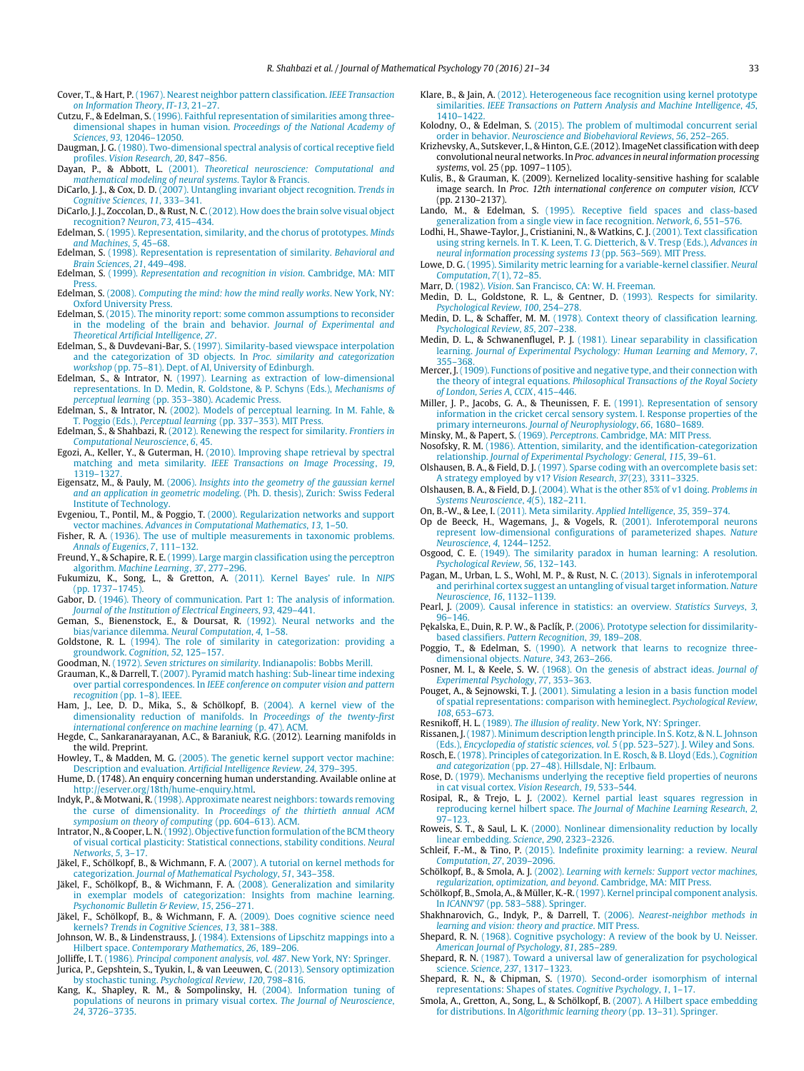Cover, T., & Hart, P. (1967). Nearest neighbor pattern classification. *IEEE Transaction on Information Theory*, *IT-13*, 21–27.

Cutzu, F., & Edelman, S. (1996). Faithful representation of similarities among three-dimensional shapes in human vision. *Proceedings of the National Academy of Sciences*, *93*, 12046–12050.

Daugman, J. G. (1980). Two-dimensional spectral analysis of cortical receptive field profiles. *Vision Research*, *20*, 847–856.

Dayan, P., & Abbott, L. (2001). *Theoretical neuroscience: Computational and mathematical modeling of neural systems*. Taylor & Francis.

DiCarlo, J. J., & Cox, D. D. (2007). Untangling invariant object recognition. *Trends in Cognitive Sciences*, *11*, 333–341.

DiCarlo, J. J., Zoccolan, D., & Rust, N. C. (2012). How does the brain solve visual object recognition? *Neuron*, *73*, 415–434.

Edelman, S. (1995). Representation, similarity, and the chorus of prototypes. *Minds and Machines*, *5*, 45–68.

Edelman, S. (1998). Representation is representation of similarity. *Behavioral and Brain Sciences*, *21*, 449–498.

Edelman, S. (1999). *Representation and recognition in vision*. Cambridge, MA: MIT Press.

Edelman, S. (2008). *Computing the mind: how the mind really works*. New York, NY: Oxford University Press.

Edelman, S. (2015). The minority report: some common assumptions to reconsider in the modeling of the brain and behavior. *Journal of Experimental and Theoretical Artificial Intelligence*, *27*.

Edelman, S., & Duvdevani-Bar, S. (1997). Similarity-based viewspace interpolation and the categorization of 3D objects. In *Proc. similarity and categorization workshop* (pp. 75–81). Dept. of AI, University of Edinburgh.

Edelman, S., & Intrator, N. (1997). Learning as extraction of low-dimensional representations. In D. Medin, R. Goldstone, & P. Schyns (Eds.), *Mechanisms of perceptual learning* (pp. 353–380). Academic Press.

Edelman, S., & Intrator, N. (2002). Models of perceptual learning. In M. Fahle, & T. Poggio (Eds.), *Perceptual learning* (pp. 337–353). MIT Press.

Edelman, S., & Shahbazi, R. (2012). Renewing the respect for similarity. *Frontiers in Computational Neuroscience*, *6*, 45.

Egozi, A., Keller, Y., & Guterman, H. (2010). Improving shape retrieval by spectral matching and meta similarity. *IEEE Transactions on Image Processing*, *19*, 1319–1327.

Eigensatz, M., & Pauly, M. (2006). *Insights into the geometry of the gaussian kernel and an application in geometric modeling*. (Ph. D. thesis), Zurich: Swiss Federal Institute of Technology.

Evgeniou, T., Pontil, M., & Poggio, T. (2000). Regularization networks and support vector machines. *Advances in Computational Mathematics*, *13*, 1–50.

Fisher, R. A. (1936). The use of multiple measurements in taxonomic problems. *Annals of Eugenics*, *7*, 111–132.

Freund, Y., & Schapire, R. E. (1999). Large margin classification using the perceptron algorithm. *Machine Learning*, *37*, 277–296.

Fukumizu, K., Song, L., & Gretton, A. (2011). Kernel Bayes' rule. In *NIPS* (pp. 1737–1745).

Gabor, D. (1946). Theory of communication. Part 1: The analysis of information. *Journal of the Institution of Electrical Engineers*, *93*, 429–441.

Geman, S., Bienenstock, E., & Doursat, R. (1992). Neural networks and the bias/variance dilemma. *Neural Computation*, *4*, 1–58.

Goldstone, R. L. (1994). The role of similarity in categorization: providing a groundwork. *Cognition*, *52*, 125–157.

Goodman, N. (1972). *Seven strictures on similarity*. Indianapolis: Bobbs Merill.

Grauman, K., & Darrell, T. (2007). Pyramid match hashing: Sub-linear time indexing over partial correspondences. In *IEEE conference on computer vision and pattern recognition* (pp. 1–8). IEEE.

Ham, J., Lee, D. D., Mika, S., & Schölkopf, B. (2004). A kernel view of the dimensionality reduction of manifolds. In *Proceedings of the twenty-first international conference on machine learning* (p. 47). ACM.

Hegde, C., Sankaranarayanan, A.C., & Baraniuk, R.G. (2012). Learning manifolds in the wild. Preprint.

Howley, T., & Madden, M. G. (2005). The genetic kernel support vector machine: Description and evaluation. *Artificial Intelligence Review*, *24*, 379–395.

Hume, D. (1748). An enquiry concerning human understanding. Available online at http://eserver.org/18th/hume-enquiry.html.

Indyk, P., & Motwani, R. (1998). Approximate nearest neighbors: towards removing the curse of dimensionality. In *Proceedings of the thirtieth annual ACM symposium on theory of computing* (pp. 604–613). ACM.

Intrator, N., & Cooper, L. N. (1992). Objective function formulation of the BCM theory of visual cortical plasticity: Statistical connections, stability conditions. *Neural Networks*, *5*, 3–17.

Jäkel, F., Schölkopf, B., & Wichmann, F. A. (2007). A tutorial on kernel methods for categorization. *Journal of Mathematical Psychology*, *51*, 343–358.

Jäkel, F., Schölkopf, B., & Wichmann, F. A. (2008). Generalization and similarity in exemplar models of categorization: Insights from machine learning. *Psychonomic Bulletin & Review*, *15*, 256–271.

Jäkel, F., Schölkopf, B., & Wichmann, F. A. (2009). Does cognitive science need kernels? *Trends in Cognitive Sciences*, *13*, 381–388.

Johnson, W. B., & Lindenstrauss, J. (1984). Extensions of Lipschitz mappings into a Hilbert space. *Contemporary Mathematics*, *26*, 189–206.

Jolliffe, I. T. (1986). *Principal component analysis, vol. 487*. New York, NY: Springer.

Jurica, P., Gepshtein, S., Tyukin, I., & van Leeuwen, C. (2013). Sensory optimization by stochastic tuning. *Psychological Review*, *120*, 798–816.

Kang, K., Shapley, R. M., & Sompolinsky, H. (2004). Information tuning of populations of neurons in primary visual cortex. *The Journal of Neuroscience*, *24*, 3726–3735.

Klare, B., & Jain, A. (2012). Heterogeneous face recognition using kernel prototype similarities. *IEEE Transactions on Pattern Analysis and Machine Intelligence*, *45*, 1410–1422.

Kolodny, O., & Edelman, S. (2015). The problem of multimodal concurrent serial order in behavior. *Neuroscience and Biobehavioral Reviews*, *56*, 252–265.

Krizhevsky, A., Sutskever, I., & Hinton, G.E. (2012). ImageNet classification with deep convolutional neural networks. In *Proc. advances in neural information processing systems*, vol. 25 (pp. 1097–1105).

Kulis, B., & Grauman, K. (2009). Kernelized locality-sensitive hashing for scalable image search. In *Proc. 12th international conference on computer vision, ICCV* (pp. 2130–2137).

Lando, M., & Edelman, S. (1995). Receptive field spaces and class-based generalization from a single view in face recognition. *Network*, *6*, 551–576.

Lodhi, H., Shawe-Taylor, J., Cristianini, N., & Watkins, C. J. (2001). Text classification using string kernels. In T. K. Leen, T. G. Dietterich, & V. Tresp (Eds.), *Advances in neural information processing systems 13* (pp. 563–569). MIT Press.

Lowe, D. G. (1995). Similarity metric learning for a variable-kernel classifier. *Neural Computation*, *7*(1), 72–85.

Marr, D. (1982). *Vision*. San Francisco, CA: W. H. Freeman.

Medin, D. L., Goldstone, R. L., & Gentner, D. (1993). Respects for similarity. *Psychological Review*, *100*, 254–278.

Medin, D. L., & Schaffer, M. M. (1978). Context theory of classification learning. *Psychological Review*, *85*, 207–238.

Medin, D. L., & Schwanenflugel, P. J. (1981). Linear separability in classification learning. *Journal of Experimental Psychology: Human Learning and Memory*, *7*, 355–368.

Mercer, J. (1909). Functions of positive and negative type, and their connection with the theory of integral equations. *Philosophical Transactions of the Royal Society of London, Series A*, *CCIX*, 415–446.

Miller, J. P., Jacobs, G. A., & Theunissen, F. E. (1991). Representation of sensory information in the cricket cercal sensory system. I. Response properties of the primary interneurons. *Journal of Neurophysiology*, *66*, 1680–1689.

Minsky, M., & Papert, S. (1969). *Perceptrons*. Cambridge, MA: MIT Press.

Nosofsky, R. M. (1986). Attention, similarity, and the identification-categorization relationship. *Journal of Experimental Psychology: General*, *115*, 39–61.

Olshausen, B. A., & Field, D. J. (1997). Sparse coding with an overcomplete basis set: A strategy employed by v1? *Vision Research*, *37*(23), 3311–3325.

Olshausen, B. A., & Field, D. J. (2004). What is the other 85% of v1 doing. *Problems in Systems Neuroscience*, *4*(5), 182–211.

On, B.-W., & Lee, I. (2011). Meta similarity. *Applied Intelligence*, *35*, 359–374.

Op de Beeck, H., Wagemans, J., & Vogels, R. (2001). Inferotemporal neurons represent low-dimensional configurations of parameterized shapes. *Nature Neuroscience*, *4*, 1244–1252.

Osgood, C. E. (1949). The similarity paradox in human learning: A resolution. *Psychological Review*, *56*, 132–143.

Pagan, M., Urban, L. S., Wohl, M. P., & Rust, N. C. (2013). Signals in inferotemporal and perirhinal cortex suggest an untangling of visual target information. *Nature Neuroscience*, *16*, 1132–1139.

Pearl, J. (2009). Causal inference in statistics: an overview. *Statistics Surveys*, *3*, 96–146.

Pękalska, E., Duin, R. P. W., & Paclík, P. (2006). Prototype selection for dissimilarity-based classifiers. *Pattern Recognition*, *39*, 189–208.

Poggio, T., & Edelman, S. (1990). A network that learns to recognize three-dimensional objects. *Nature*, *343*, 263–266.

Posner, M. I., & Keele, S. W. (1968). On the genesis of abstract ideas. *Journal of Experimental Psychology*, *77*, 353–363.

Pouget, A., & Sejnowski, T. J. (2001). Simulating a lesion in a basis function model of spatial representations: comparison with hemineglect. *Psychological Review*, *108*, 653–673.

Resnikoff, H. L. (1989). *The illusion of reality*. New York, NY: Springer.

Rissanen, J. (1987). Minimum description length principle. In S. Kotz, & N. L. Johnson (Eds.), *Encyclopedia of statistic sciences, vol. 5* (pp. 523–527). J. Wiley and Sons.

Rosch, E. (1978). Principles of categorization. In E. Rosch, & B. Lloyd (Eds.), *Cognition and categorization* (pp. 27–48). Hillsdale, NJ: Erlbaum.

Rose, D. (1979). Mechanisms underlying the receptive field properties of neurons in cat visual cortex. *Vision Research*, *19*, 533–544.

Rosipal, R., & Trejo, L. J. (2002). Kernel partial least squares regression in reproducing kernel hilbert space. *The Journal of Machine Learning Research*, *2*, 97–123.

Roweis, S. T., & Saul, L. K. (2000). Nonlinear dimensionality reduction by locally linear embedding. *Science*, *290*, 2323–2326.

Schleif, F.-M., & Tino, P. (2015). Indefinite proximity learning: a review. *Neural Computation*, *27*, 2039–2096.

Schölkopf, B., & Smola, A. J. (2002). *Learning with kernels: Support vector machines, regularization, optimization, and beyond*. Cambridge, MA: MIT Press.

Schölkopf, B., Smola, A. J., & Müller, K.-R. (1997). Kernel principal component analysis. In *ICANN'97* (pp. 583–588). Springer.

Shakhnarovich, G., Indyk, P., & Darrell, T. (2006). *Nearest-neighbor methods in learning and vision: theory and practice*. MIT Press.

Shepard, R. N. (1968). Cognitive psychology: A review of the book by U. Neisser. *American Journal of Psychology*, *81*, 285–289.

Shepard, R. N. (1987). Toward a universal law of generalization for psychological science. *Science*, *237*, 1317–1323.

Shepard, R. N., & Chipman, S. (1970). Second-order isomorphism of internal representations: Shapes of states. *Cognitive Psychology*, *1*, 1–17.

Smola, A., Gretton, A., Song, L., & Schölkopf, B. (2007). A Hilbert space embedding for distributions. In *Algorithmic learning theory* (pp. 13–31). Springer.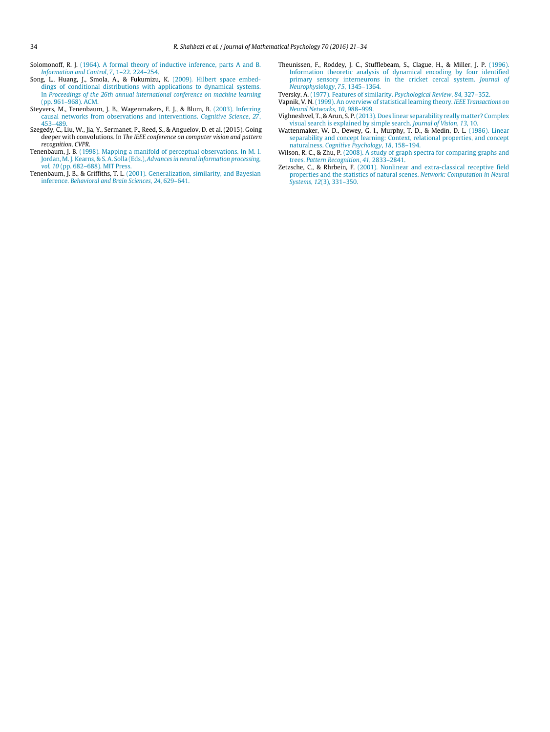Solomonoff, R. J. (1964). A formal theory of inductive inference, parts A and B. *Information and Control*, *7*, 1–22. 224–254.

Song, L., Huang, J., Smola, A., & Fukumizu, K. (2009). Hilbert space embeddings of conditional distributions with applications to dynamical systems. In *Proceedings of the 26th annual international conference on machine learning* (pp. 961–968). ACM.

Steyvers, M., Tenenbaum, J. B., Wagenmakers, E. J., & Blum, B. (2003). Inferring causal networks from observations and interventions. *Cognitive Science*, *27*, 453–489.

Szegedy, C., Liu, W., Jia, Y., Sermanet, P., Reed, S., & Anguelov, D. et al. (2015). Going deeper with convolutions. In *The IEEE conference on computer vision and pattern recognition, CVPR*.

Tenenbaum, J. B. (1998). Mapping a manifold of perceptual observations. In M. I. Jordan, M. J. Kearns, & S. A. Solla (Eds.), *Advances in neural information processing, vol. 10* (pp. 682–688). MIT Press.

Tenenbaum, J. B., & Griffiths, T. L. (2001). Generalization, similarity, and Bayesian inference. *Behavioral and Brain Sciences*, *24*, 629–641.

Theunissen, F., Roddey, J. C., Stufflebeam, S., Clague, H., & Miller, J. P. (1996). Information theoretic analysis of dynamical encoding by four identified primary sensory interneurons in the cricket cercal system. *Journal of Neurophysiology*, *75*, 1345–1364.

Tversky, A. (1977). Features of similarity. *Psychological Review*, *84*, 327–352.

Vapnik, V. N. (1999). An overview of statistical learning theory. *IEEE Transactions on Neural Networks*, *10*, 988–999.

Vighneshvel, T., & Arun, S. P. (2013). Does linear separability really matter? Complex visual search is explained by simple search. *Journal of Vision*, *13*, 10.

Wattenmaker, W. D., Dewey, G. I., Murphy, T. D., & Medin, D. L. (1986). Linear separability and concept learning: Context, relational properties, and concept naturalness. *Cognitive Psychology*, *18*, 158–194.

Wilson, R. C., & Zhu, P. (2008). A study of graph spectra for comparing graphs and trees. *Pattern Recognition*, *41*, 2833–2841.

Zetzsche, C., & Rhrbein, F. (2001). Nonlinear and extra-classical receptive field properties and the statistics of natural scenes. *Network: Computation in Neural Systems*, *12*(3), 331–350.